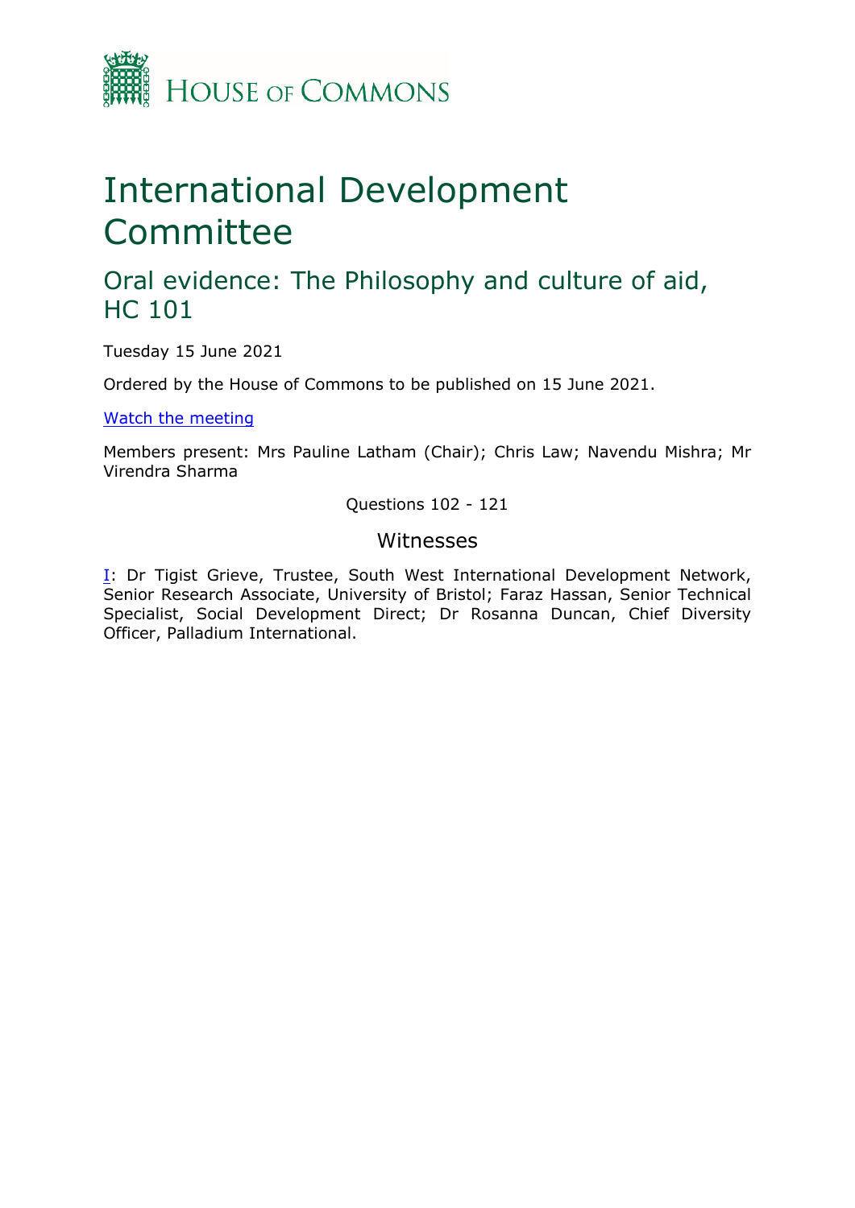HOUSE OF COMMONS

# International Development Committee

## Oral evidence: The Philosophy and culture of aid, HC 101

Tuesday 15 June 2021

Ordered by the House of Commons to be published on 15 June 2021.

[Watch the meeting]

Members present: Mrs Pauline Latham (Chair); Chris Law; Navendu Mishra; Mr Virendra Sharma

Questions 102 - 121

### Witnesses

[I]: Dr Tigist Grieve, Trustee, South West International Development Network, Senior Research Associate, University of Bristol; Faraz Hassan, Senior Technical Specialist, Social Development Direct; Dr Rosanna Duncan, Chief Diversity Officer, Palladium International.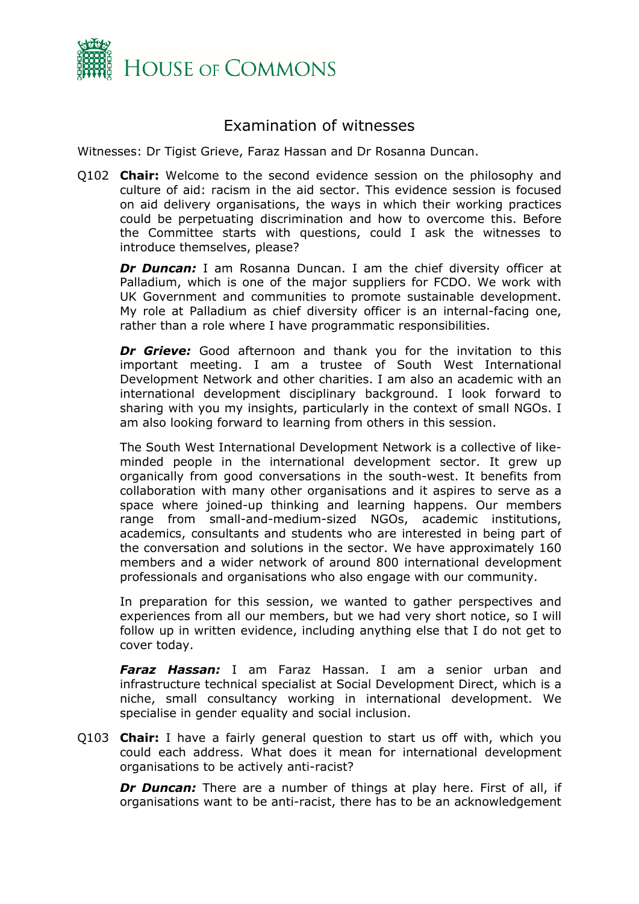## Examination of witnesses

Witnesses: Dr Tigist Grieve, Faraz Hassan and Dr Rosanna Duncan.

Q102 **Chair:** Welcome to the second evidence session on the philosophy and culture of aid: racism in the aid sector. This evidence session is focused on aid delivery organisations, the ways in which their working practices could be perpetuating discrimination and how to overcome this. Before the Committee starts with questions, could I ask the witnesses to introduce themselves, please?

***Dr Duncan:*** I am Rosanna Duncan. I am the chief diversity officer at Palladium, which is one of the major suppliers for FCDO. We work with UK Government and communities to promote sustainable development. My role at Palladium as chief diversity officer is an internal-facing one, rather than a role where I have programmatic responsibilities.

***Dr Grieve:*** Good afternoon and thank you for the invitation to this important meeting. I am a trustee of South West International Development Network and other charities. I am also an academic with an international development disciplinary background. I look forward to sharing with you my insights, particularly in the context of small NGOs. I am also looking forward to learning from others in this session.

The South West International Development Network is a collective of like-minded people in the international development sector. It grew up organically from good conversations in the south-west. It benefits from collaboration with many other organisations and it aspires to serve as a space where joined-up thinking and learning happens. Our members range from small-and-medium-sized NGOs, academic institutions, academics, consultants and students who are interested in being part of the conversation and solutions in the sector. We have approximately 160 members and a wider network of around 800 international development professionals and organisations who also engage with our community.

In preparation for this session, we wanted to gather perspectives and experiences from all our members, but we had very short notice, so I will follow up in written evidence, including anything else that I do not get to cover today.

***Faraz Hassan:*** I am Faraz Hassan. I am a senior urban and infrastructure technical specialist at Social Development Direct, which is a niche, small consultancy working in international development. We specialise in gender equality and social inclusion.

Q103 **Chair:** I have a fairly general question to start us off with, which you could each address. What does it mean for international development organisations to be actively anti-racist?

***Dr Duncan:*** There are a number of things at play here. First of all, if organisations want to be anti-racist, there has to be an acknowledgement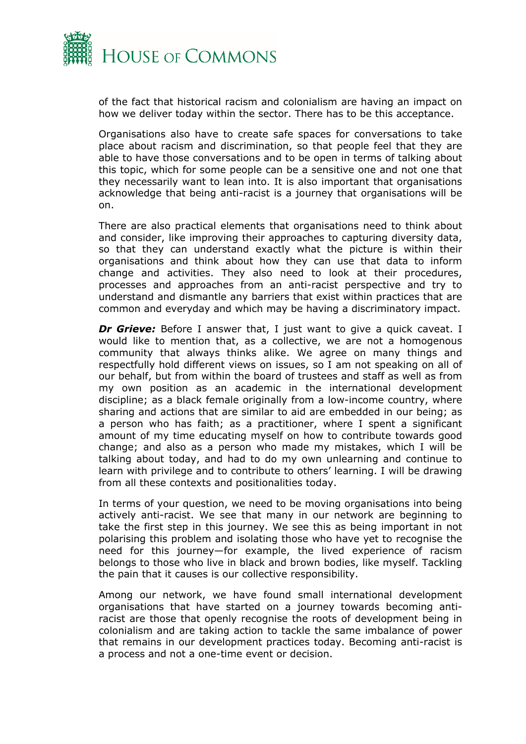of the fact that historical racism and colonialism are having an impact on how we deliver today within the sector. There has to be this acceptance.

Organisations also have to create safe spaces for conversations to take place about racism and discrimination, so that people feel that they are able to have those conversations and to be open in terms of talking about this topic, which for some people can be a sensitive one and not one that they necessarily want to lean into. It is also important that organisations acknowledge that being anti-racist is a journey that organisations will be on.

There are also practical elements that organisations need to think about and consider, like improving their approaches to capturing diversity data, so that they can understand exactly what the picture is within their organisations and think about how they can use that data to inform change and activities. They also need to look at their procedures, processes and approaches from an anti-racist perspective and try to understand and dismantle any barriers that exist within practices that are common and everyday and which may be having a discriminatory impact.

***Dr Grieve:*** Before I answer that, I just want to give a quick caveat. I would like to mention that, as a collective, we are not a homogenous community that always thinks alike. We agree on many things and respectfully hold different views on issues, so I am not speaking on all of our behalf, but from within the board of trustees and staff as well as from my own position as an academic in the international development discipline; as a black female originally from a low-income country, where sharing and actions that are similar to aid are embedded in our being; as a person who has faith; as a practitioner, where I spent a significant amount of my time educating myself on how to contribute towards good change; and also as a person who made my mistakes, which I will be talking about today, and had to do my own unlearning and continue to learn with privilege and to contribute to others' learning. I will be drawing from all these contexts and positionalities today.

In terms of your question, we need to be moving organisations into being actively anti-racist. We see that many in our network are beginning to take the first step in this journey. We see this as being important in not polarising this problem and isolating those who have yet to recognise the need for this journey—for example, the lived experience of racism belongs to those who live in black and brown bodies, like myself. Tackling the pain that it causes is our collective responsibility.

Among our network, we have found small international development organisations that have started on a journey towards becoming anti-racist are those that openly recognise the roots of development being in colonialism and are taking action to tackle the same imbalance of power that remains in our development practices today. Becoming anti-racist is a process and not a one-time event or decision.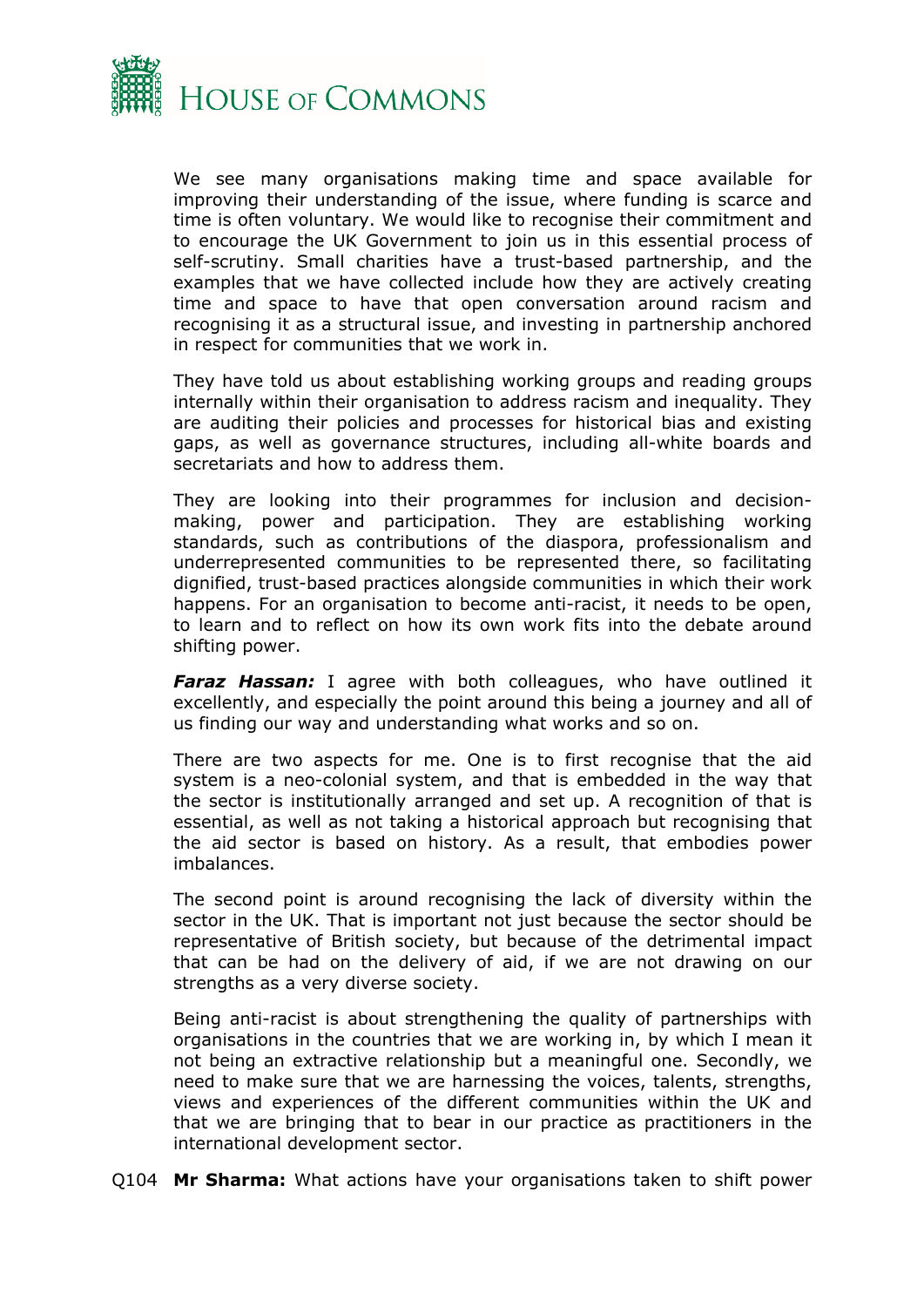We see many organisations making time and space available for improving their understanding of the issue, where funding is scarce and time is often voluntary. We would like to recognise their commitment and to encourage the UK Government to join us in this essential process of self-scrutiny. Small charities have a trust-based partnership, and the examples that we have collected include how they are actively creating time and space to have that open conversation around racism and recognising it as a structural issue, and investing in partnership anchored in respect for communities that we work in.

They have told us about establishing working groups and reading groups internally within their organisation to address racism and inequality. They are auditing their policies and processes for historical bias and existing gaps, as well as governance structures, including all-white boards and secretariats and how to address them.

They are looking into their programmes for inclusion and decision-making, power and participation. They are establishing working standards, such as contributions of the diaspora, professionalism and underrepresented communities to be represented there, so facilitating dignified, trust-based practices alongside communities in which their work happens. For an organisation to become anti-racist, it needs to be open, to learn and to reflect on how its own work fits into the debate around shifting power.

***Faraz Hassan:*** I agree with both colleagues, who have outlined it excellently, and especially the point around this being a journey and all of us finding our way and understanding what works and so on.

There are two aspects for me. One is to first recognise that the aid system is a neo-colonial system, and that is embedded in the way that the sector is institutionally arranged and set up. A recognition of that is essential, as well as not taking a historical approach but recognising that the aid sector is based on history. As a result, that embodies power imbalances.

The second point is around recognising the lack of diversity within the sector in the UK. That is important not just because the sector should be representative of British society, but because of the detrimental impact that can be had on the delivery of aid, if we are not drawing on our strengths as a very diverse society.

Being anti-racist is about strengthening the quality of partnerships with organisations in the countries that we are working in, by which I mean it not being an extractive relationship but a meaningful one. Secondly, we need to make sure that we are harnessing the voices, talents, strengths, views and experiences of the different communities within the UK and that we are bringing that to bear in our practice as practitioners in the international development sector.

Q104 **Mr Sharma:** What actions have your organisations taken to shift power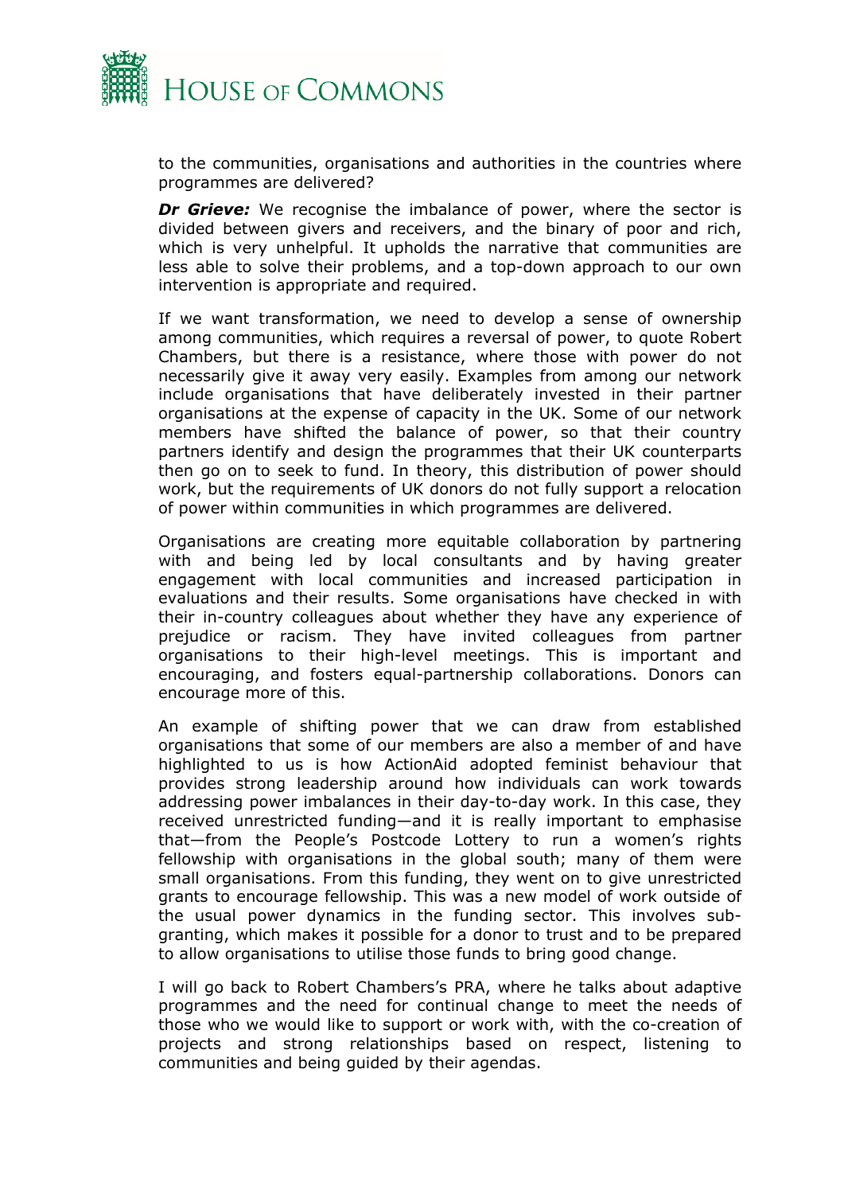to the communities, organisations and authorities in the countries where programmes are delivered?

***Dr Grieve:*** We recognise the imbalance of power, where the sector is divided between givers and receivers, and the binary of poor and rich, which is very unhelpful. It upholds the narrative that communities are less able to solve their problems, and a top-down approach to our own intervention is appropriate and required.

If we want transformation, we need to develop a sense of ownership among communities, which requires a reversal of power, to quote Robert Chambers, but there is a resistance, where those with power do not necessarily give it away very easily. Examples from among our network include organisations that have deliberately invested in their partner organisations at the expense of capacity in the UK. Some of our network members have shifted the balance of power, so that their country partners identify and design the programmes that their UK counterparts then go on to seek to fund. In theory, this distribution of power should work, but the requirements of UK donors do not fully support a relocation of power within communities in which programmes are delivered.

Organisations are creating more equitable collaboration by partnering with and being led by local consultants and by having greater engagement with local communities and increased participation in evaluations and their results. Some organisations have checked in with their in-country colleagues about whether they have any experience of prejudice or racism. They have invited colleagues from partner organisations to their high-level meetings. This is important and encouraging, and fosters equal-partnership collaborations. Donors can encourage more of this.

An example of shifting power that we can draw from established organisations that some of our members are also a member of and have highlighted to us is how ActionAid adopted feminist behaviour that provides strong leadership around how individuals can work towards addressing power imbalances in their day-to-day work. In this case, they received unrestricted funding—and it is really important to emphasise that—from the People's Postcode Lottery to run a women's rights fellowship with organisations in the global south; many of them were small organisations. From this funding, they went on to give unrestricted grants to encourage fellowship. This was a new model of work outside of the usual power dynamics in the funding sector. This involves sub-granting, which makes it possible for a donor to trust and to be prepared to allow organisations to utilise those funds to bring good change.

I will go back to Robert Chambers's PRA, where he talks about adaptive programmes and the need for continual change to meet the needs of those who we would like to support or work with, with the co-creation of projects and strong relationships based on respect, listening to communities and being guided by their agendas.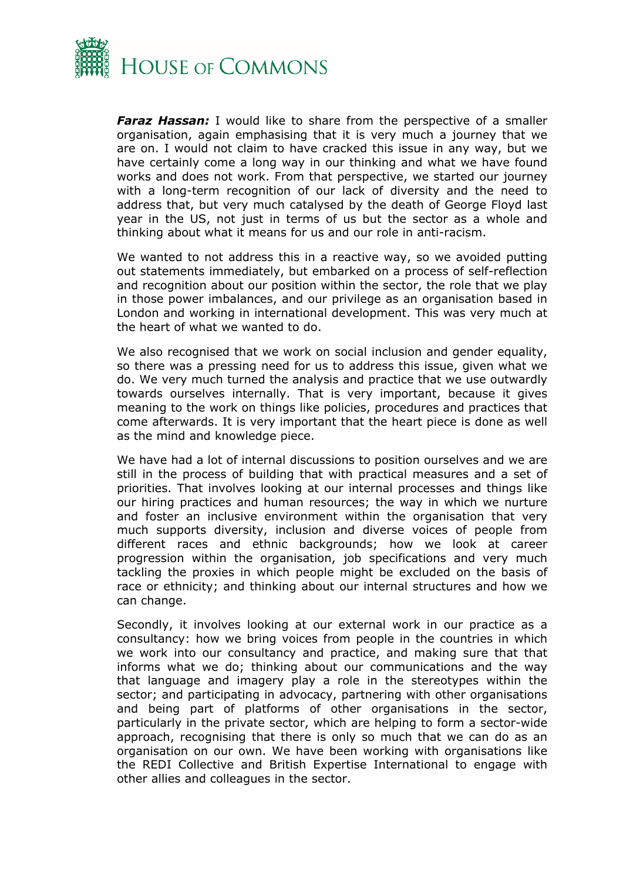***Faraz Hassan:*** I would like to share from the perspective of a smaller organisation, again emphasising that it is very much a journey that we are on. I would not claim to have cracked this issue in any way, but we have certainly come a long way in our thinking and what we have found works and does not work. From that perspective, we started our journey with a long-term recognition of our lack of diversity and the need to address that, but very much catalysed by the death of George Floyd last year in the US, not just in terms of us but the sector as a whole and thinking about what it means for us and our role in anti-racism.

We wanted to not address this in a reactive way, so we avoided putting out statements immediately, but embarked on a process of self-reflection and recognition about our position within the sector, the role that we play in those power imbalances, and our privilege as an organisation based in London and working in international development. This was very much at the heart of what we wanted to do.

We also recognised that we work on social inclusion and gender equality, so there was a pressing need for us to address this issue, given what we do. We very much turned the analysis and practice that we use outwardly towards ourselves internally. That is very important, because it gives meaning to the work on things like policies, procedures and practices that come afterwards. It is very important that the heart piece is done as well as the mind and knowledge piece.

We have had a lot of internal discussions to position ourselves and we are still in the process of building that with practical measures and a set of priorities. That involves looking at our internal processes and things like our hiring practices and human resources; the way in which we nurture and foster an inclusive environment within the organisation that very much supports diversity, inclusion and diverse voices of people from different races and ethnic backgrounds; how we look at career progression within the organisation, job specifications and very much tackling the proxies in which people might be excluded on the basis of race or ethnicity; and thinking about our internal structures and how we can change.

Secondly, it involves looking at our external work in our practice as a consultancy: how we bring voices from people in the countries in which we work into our consultancy and practice, and making sure that that informs what we do; thinking about our communications and the way that language and imagery play a role in the stereotypes within the sector; and participating in advocacy, partnering with other organisations and being part of platforms of other organisations in the sector, particularly in the private sector, which are helping to form a sector-wide approach, recognising that there is only so much that we can do as an organisation on our own. We have been working with organisations like the REDI Collective and British Expertise International to engage with other allies and colleagues in the sector.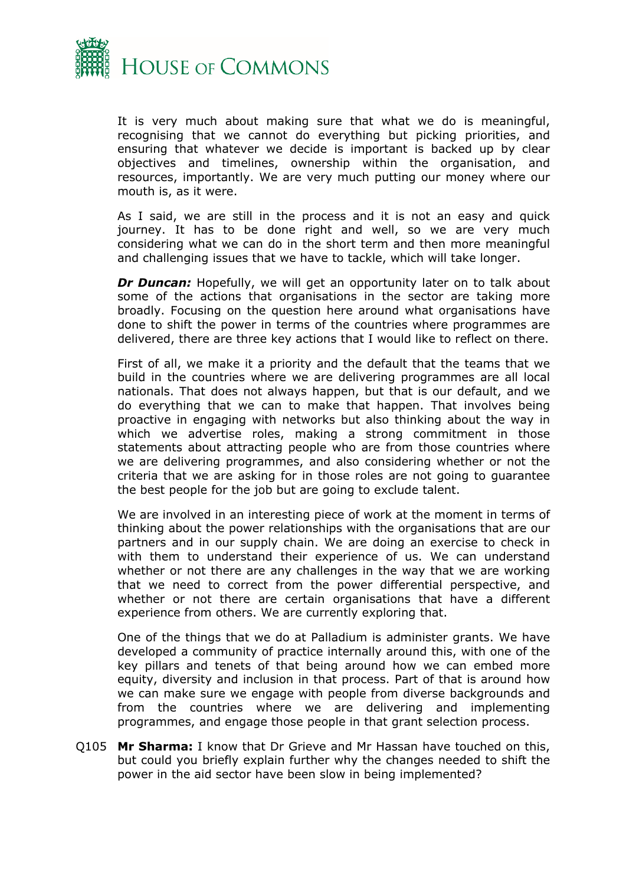It is very much about making sure that what we do is meaningful, recognising that we cannot do everything but picking priorities, and ensuring that whatever we decide is important is backed up by clear objectives and timelines, ownership within the organisation, and resources, importantly. We are very much putting our money where our mouth is, as it were.

As I said, we are still in the process and it is not an easy and quick journey. It has to be done right and well, so we are very much considering what we can do in the short term and then more meaningful and challenging issues that we have to tackle, which will take longer.

***Dr Duncan:*** Hopefully, we will get an opportunity later on to talk about some of the actions that organisations in the sector are taking more broadly. Focusing on the question here around what organisations have done to shift the power in terms of the countries where programmes are delivered, there are three key actions that I would like to reflect on there.

First of all, we make it a priority and the default that the teams that we build in the countries where we are delivering programmes are all local nationals. That does not always happen, but that is our default, and we do everything that we can to make that happen. That involves being proactive in engaging with networks but also thinking about the way in which we advertise roles, making a strong commitment in those statements about attracting people who are from those countries where we are delivering programmes, and also considering whether or not the criteria that we are asking for in those roles are not going to guarantee the best people for the job but are going to exclude talent.

We are involved in an interesting piece of work at the moment in terms of thinking about the power relationships with the organisations that are our partners and in our supply chain. We are doing an exercise to check in with them to understand their experience of us. We can understand whether or not there are any challenges in the way that we are working that we need to correct from the power differential perspective, and whether or not there are certain organisations that have a different experience from others. We are currently exploring that.

One of the things that we do at Palladium is administer grants. We have developed a community of practice internally around this, with one of the key pillars and tenets of that being around how we can embed more equity, diversity and inclusion in that process. Part of that is around how we can make sure we engage with people from diverse backgrounds and from the countries where we are delivering and implementing programmes, and engage those people in that grant selection process.

Q105 **Mr Sharma:** I know that Dr Grieve and Mr Hassan have touched on this, but could you briefly explain further why the changes needed to shift the power in the aid sector have been slow in being implemented?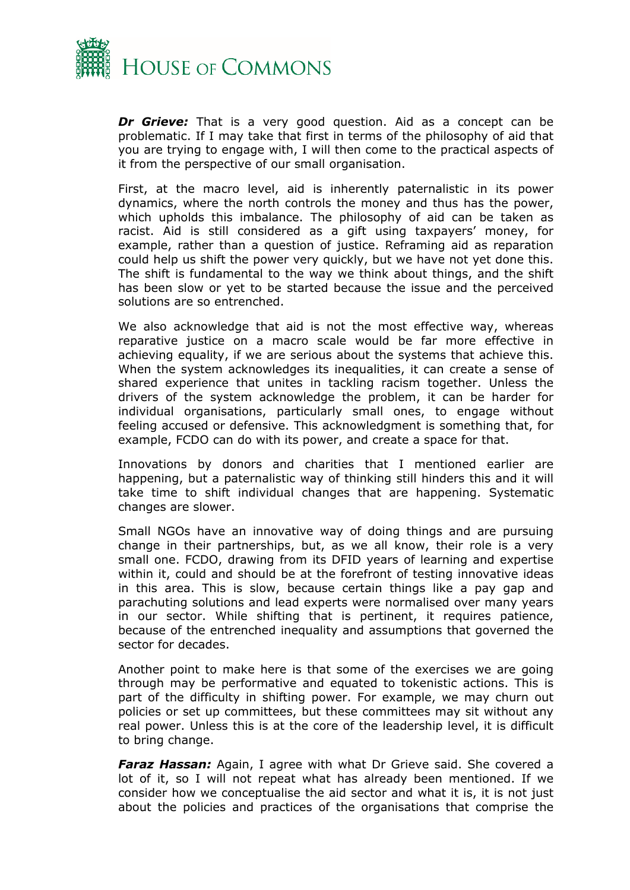***Dr Grieve:*** That is a very good question. Aid as a concept can be problematic. If I may take that first in terms of the philosophy of aid that you are trying to engage with, I will then come to the practical aspects of it from the perspective of our small organisation.

First, at the macro level, aid is inherently paternalistic in its power dynamics, where the north controls the money and thus has the power, which upholds this imbalance. The philosophy of aid can be taken as racist. Aid is still considered as a gift using taxpayers' money, for example, rather than a question of justice. Reframing aid as reparation could help us shift the power very quickly, but we have not yet done this. The shift is fundamental to the way we think about things, and the shift has been slow or yet to be started because the issue and the perceived solutions are so entrenched.

We also acknowledge that aid is not the most effective way, whereas reparative justice on a macro scale would be far more effective in achieving equality, if we are serious about the systems that achieve this. When the system acknowledges its inequalities, it can create a sense of shared experience that unites in tackling racism together. Unless the drivers of the system acknowledge the problem, it can be harder for individual organisations, particularly small ones, to engage without feeling accused or defensive. This acknowledgment is something that, for example, FCDO can do with its power, and create a space for that.

Innovations by donors and charities that I mentioned earlier are happening, but a paternalistic way of thinking still hinders this and it will take time to shift individual changes that are happening. Systematic changes are slower.

Small NGOs have an innovative way of doing things and are pursuing change in their partnerships, but, as we all know, their role is a very small one. FCDO, drawing from its DFID years of learning and expertise within it, could and should be at the forefront of testing innovative ideas in this area. This is slow, because certain things like a pay gap and parachuting solutions and lead experts were normalised over many years in our sector. While shifting that is pertinent, it requires patience, because of the entrenched inequality and assumptions that governed the sector for decades.

Another point to make here is that some of the exercises we are going through may be performative and equated to tokenistic actions. This is part of the difficulty in shifting power. For example, we may churn out policies or set up committees, but these committees may sit without any real power. Unless this is at the core of the leadership level, it is difficult to bring change.

***Faraz Hassan:*** Again, I agree with what Dr Grieve said. She covered a lot of it, so I will not repeat what has already been mentioned. If we consider how we conceptualise the aid sector and what it is, it is not just about the policies and practices of the organisations that comprise the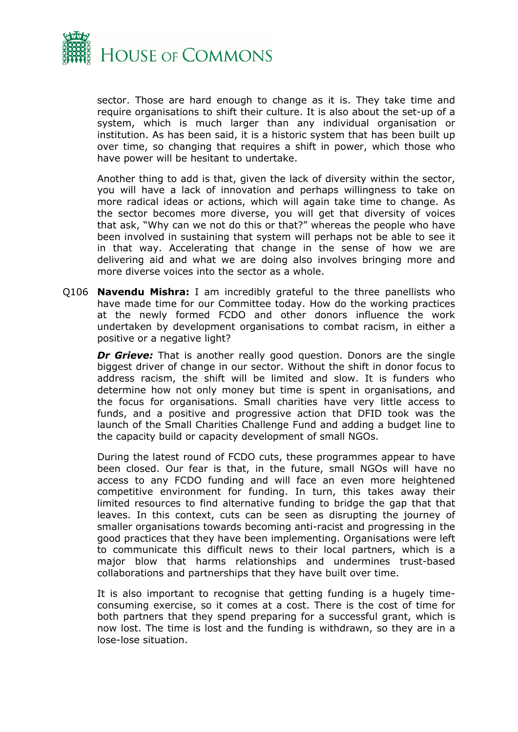sector. Those are hard enough to change as it is. They take time and require organisations to shift their culture. It is also about the set-up of a system, which is much larger than any individual organisation or institution. As has been said, it is a historic system that has been built up over time, so changing that requires a shift in power, which those who have power will be hesitant to undertake.

Another thing to add is that, given the lack of diversity within the sector, you will have a lack of innovation and perhaps willingness to take on more radical ideas or actions, which will again take time to change. As the sector becomes more diverse, you will get that diversity of voices that ask, "Why can we not do this or that?" whereas the people who have been involved in sustaining that system will perhaps not be able to see it in that way. Accelerating that change in the sense of how we are delivering aid and what we are doing also involves bringing more and more diverse voices into the sector as a whole.

Q106 **Navendu Mishra:** I am incredibly grateful to the three panellists who have made time for our Committee today. How do the working practices at the newly formed FCDO and other donors influence the work undertaken by development organisations to combat racism, in either a positive or a negative light?

***Dr Grieve:*** That is another really good question. Donors are the single biggest driver of change in our sector. Without the shift in donor focus to address racism, the shift will be limited and slow. It is funders who determine how not only money but time is spent in organisations, and the focus for organisations. Small charities have very little access to funds, and a positive and progressive action that DFID took was the launch of the Small Charities Challenge Fund and adding a budget line to the capacity build or capacity development of small NGOs.

During the latest round of FCDO cuts, these programmes appear to have been closed. Our fear is that, in the future, small NGOs will have no access to any FCDO funding and will face an even more heightened competitive environment for funding. In turn, this takes away their limited resources to find alternative funding to bridge the gap that that leaves. In this context, cuts can be seen as disrupting the journey of smaller organisations towards becoming anti-racist and progressing in the good practices that they have been implementing. Organisations were left to communicate this difficult news to their local partners, which is a major blow that harms relationships and undermines trust-based collaborations and partnerships that they have built over time.

It is also important to recognise that getting funding is a hugely time-consuming exercise, so it comes at a cost. There is the cost of time for both partners that they spend preparing for a successful grant, which is now lost. The time is lost and the funding is withdrawn, so they are in a lose-lose situation.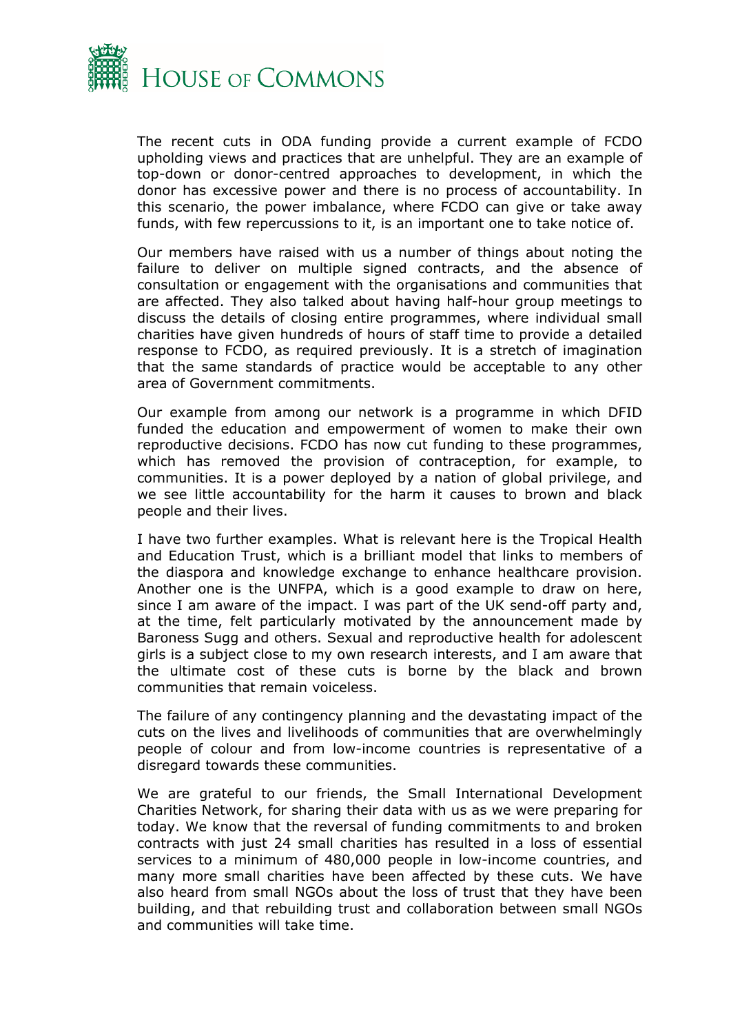The recent cuts in ODA funding provide a current example of FCDO upholding views and practices that are unhelpful. They are an example of top-down or donor-centred approaches to development, in which the donor has excessive power and there is no process of accountability. In this scenario, the power imbalance, where FCDO can give or take away funds, with few repercussions to it, is an important one to take notice of.

Our members have raised with us a number of things about noting the failure to deliver on multiple signed contracts, and the absence of consultation or engagement with the organisations and communities that are affected. They also talked about having half-hour group meetings to discuss the details of closing entire programmes, where individual small charities have given hundreds of hours of staff time to provide a detailed response to FCDO, as required previously. It is a stretch of imagination that the same standards of practice would be acceptable to any other area of Government commitments.

Our example from among our network is a programme in which DFID funded the education and empowerment of women to make their own reproductive decisions. FCDO has now cut funding to these programmes, which has removed the provision of contraception, for example, to communities. It is a power deployed by a nation of global privilege, and we see little accountability for the harm it causes to brown and black people and their lives.

I have two further examples. What is relevant here is the Tropical Health and Education Trust, which is a brilliant model that links to members of the diaspora and knowledge exchange to enhance healthcare provision. Another one is the UNFPA, which is a good example to draw on here, since I am aware of the impact. I was part of the UK send-off party and, at the time, felt particularly motivated by the announcement made by Baroness Sugg and others. Sexual and reproductive health for adolescent girls is a subject close to my own research interests, and I am aware that the ultimate cost of these cuts is borne by the black and brown communities that remain voiceless.

The failure of any contingency planning and the devastating impact of the cuts on the lives and livelihoods of communities that are overwhelmingly people of colour and from low-income countries is representative of a disregard towards these communities.

We are grateful to our friends, the Small International Development Charities Network, for sharing their data with us as we were preparing for today. We know that the reversal of funding commitments to and broken contracts with just 24 small charities has resulted in a loss of essential services to a minimum of 480,000 people in low-income countries, and many more small charities have been affected by these cuts. We have also heard from small NGOs about the loss of trust that they have been building, and that rebuilding trust and collaboration between small NGOs and communities will take time.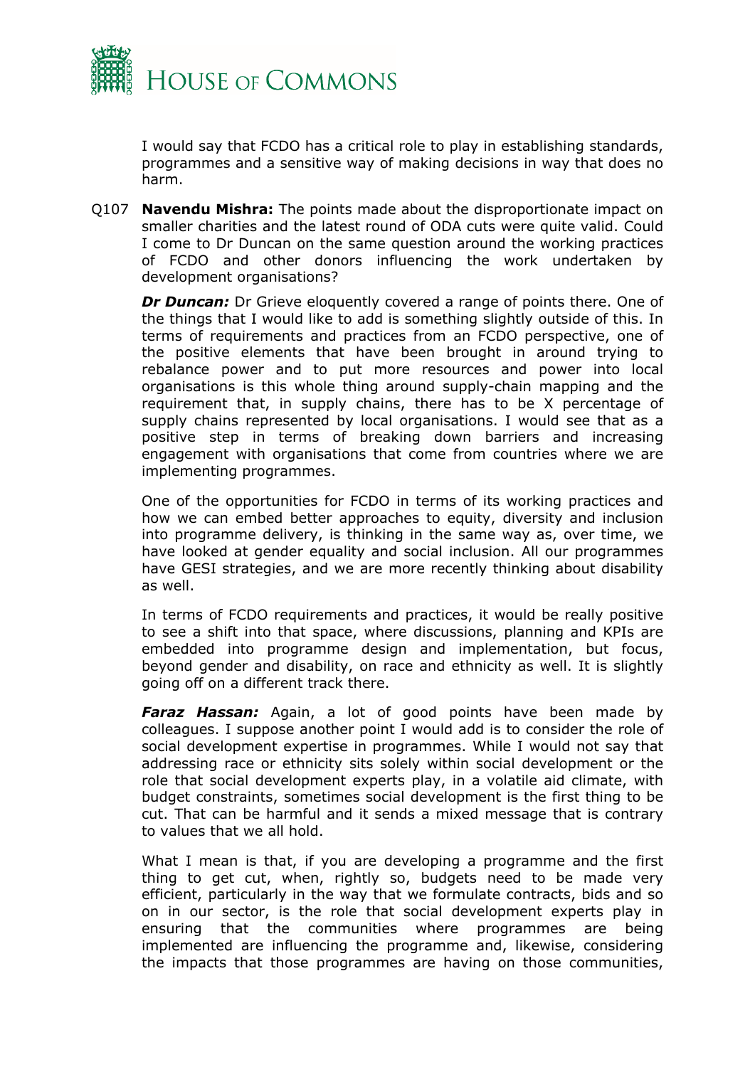I would say that FCDO has a critical role to play in establishing standards, programmes and a sensitive way of making decisions in way that does no harm.

Q107 **Navendu Mishra:** The points made about the disproportionate impact on smaller charities and the latest round of ODA cuts were quite valid. Could I come to Dr Duncan on the same question around the working practices of FCDO and other donors influencing the work undertaken by development organisations?

***Dr Duncan:*** Dr Grieve eloquently covered a range of points there. One of the things that I would like to add is something slightly outside of this. In terms of requirements and practices from an FCDO perspective, one of the positive elements that have been brought in around trying to rebalance power and to put more resources and power into local organisations is this whole thing around supply-chain mapping and the requirement that, in supply chains, there has to be X percentage of supply chains represented by local organisations. I would see that as a positive step in terms of breaking down barriers and increasing engagement with organisations that come from countries where we are implementing programmes.

One of the opportunities for FCDO in terms of its working practices and how we can embed better approaches to equity, diversity and inclusion into programme delivery, is thinking in the same way as, over time, we have looked at gender equality and social inclusion. All our programmes have GESI strategies, and we are more recently thinking about disability as well.

In terms of FCDO requirements and practices, it would be really positive to see a shift into that space, where discussions, planning and KPIs are embedded into programme design and implementation, but focus, beyond gender and disability, on race and ethnicity as well. It is slightly going off on a different track there.

***Faraz Hassan:*** Again, a lot of good points have been made by colleagues. I suppose another point I would add is to consider the role of social development expertise in programmes. While I would not say that addressing race or ethnicity sits solely within social development or the role that social development experts play, in a volatile aid climate, with budget constraints, sometimes social development is the first thing to be cut. That can be harmful and it sends a mixed message that is contrary to values that we all hold.

What I mean is that, if you are developing a programme and the first thing to get cut, when, rightly so, budgets need to be made very efficient, particularly in the way that we formulate contracts, bids and so on in our sector, is the role that social development experts play in ensuring that the communities where programmes are being implemented are influencing the programme and, likewise, considering the impacts that those programmes are having on those communities,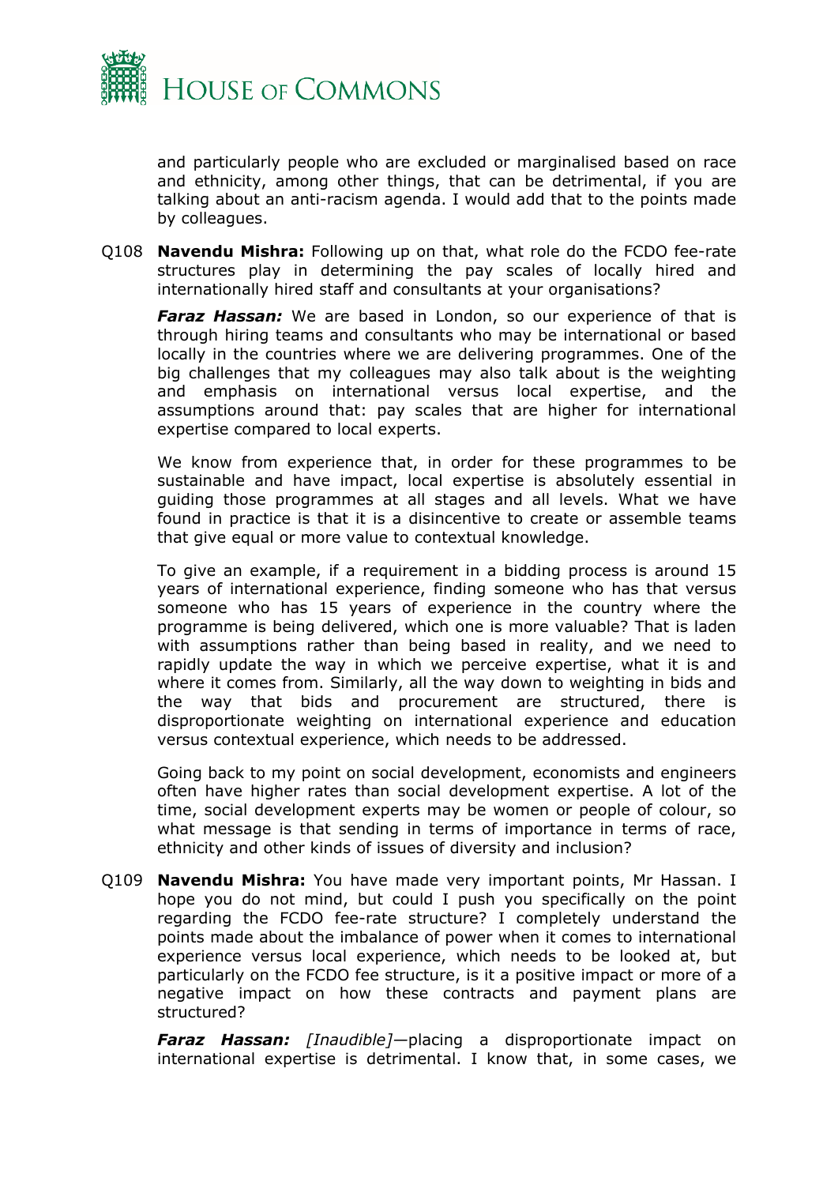and particularly people who are excluded or marginalised based on race and ethnicity, among other things, that can be detrimental, if you are talking about an anti-racism agenda. I would add that to the points made by colleagues.

Q108 **Navendu Mishra:** Following up on that, what role do the FCDO fee-rate structures play in determining the pay scales of locally hired and internationally hired staff and consultants at your organisations?

***Faraz Hassan:*** We are based in London, so our experience of that is through hiring teams and consultants who may be international or based locally in the countries where we are delivering programmes. One of the big challenges that my colleagues may also talk about is the weighting and emphasis on international versus local expertise, and the assumptions around that: pay scales that are higher for international expertise compared to local experts.

We know from experience that, in order for these programmes to be sustainable and have impact, local expertise is absolutely essential in guiding those programmes at all stages and all levels. What we have found in practice is that it is a disincentive to create or assemble teams that give equal or more value to contextual knowledge.

To give an example, if a requirement in a bidding process is around 15 years of international experience, finding someone who has that versus someone who has 15 years of experience in the country where the programme is being delivered, which one is more valuable? That is laden with assumptions rather than being based in reality, and we need to rapidly update the way in which we perceive expertise, what it is and where it comes from. Similarly, all the way down to weighting in bids and the way that bids and procurement are structured, there is disproportionate weighting on international experience and education versus contextual experience, which needs to be addressed.

Going back to my point on social development, economists and engineers often have higher rates than social development expertise. A lot of the time, social development experts may be women or people of colour, so what message is that sending in terms of importance in terms of race, ethnicity and other kinds of issues of diversity and inclusion?

Q109 **Navendu Mishra:** You have made very important points, Mr Hassan. I hope you do not mind, but could I push you specifically on the point regarding the FCDO fee-rate structure? I completely understand the points made about the imbalance of power when it comes to international experience versus local experience, which needs to be looked at, but particularly on the FCDO fee structure, is it a positive impact or more of a negative impact on how these contracts and payment plans are structured?

***Faraz Hassan:*** *[Inaudible]*—placing a disproportionate impact on international expertise is detrimental. I know that, in some cases, we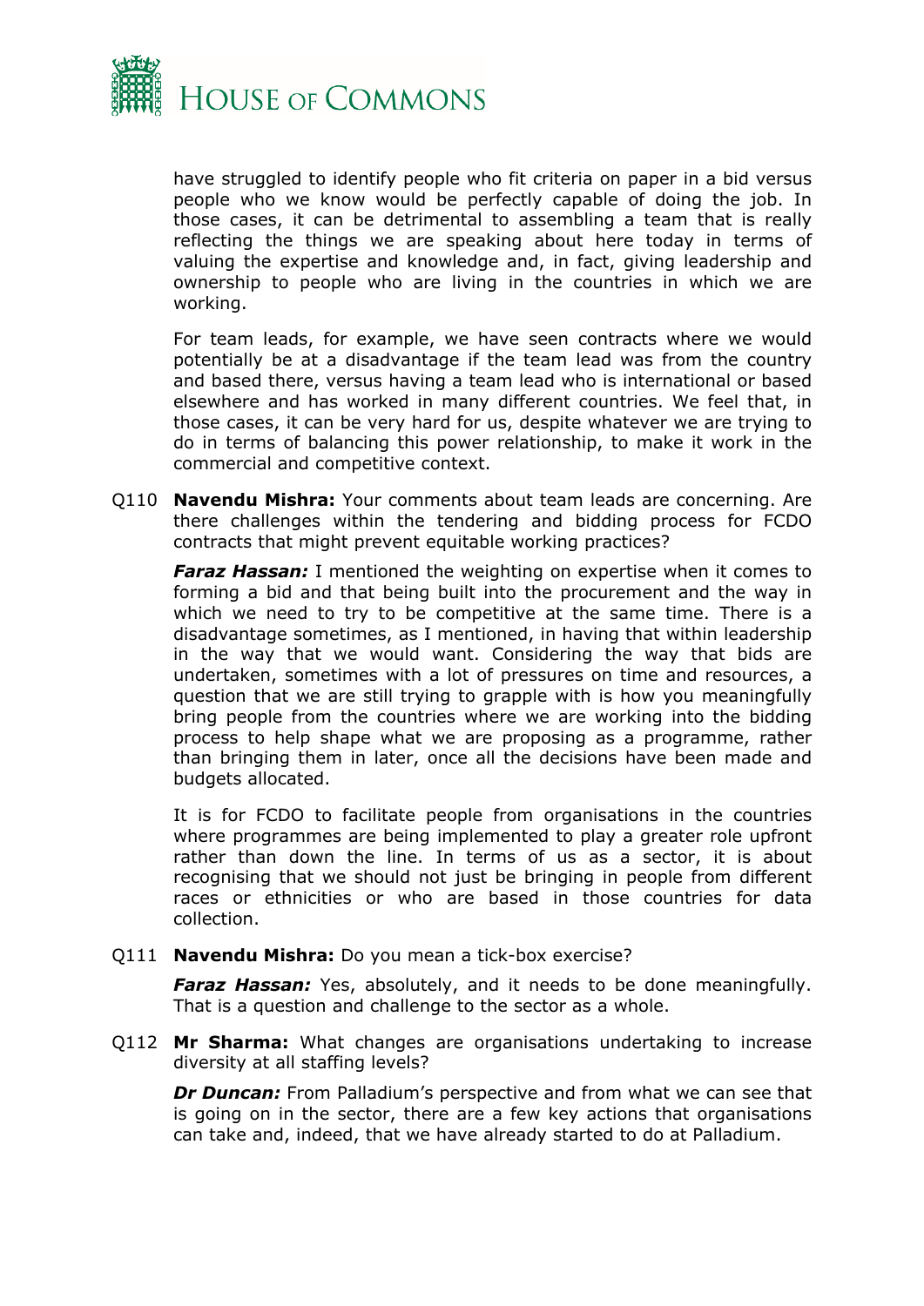have struggled to identify people who fit criteria on paper in a bid versus people who we know would be perfectly capable of doing the job. In those cases, it can be detrimental to assembling a team that is really reflecting the things we are speaking about here today in terms of valuing the expertise and knowledge and, in fact, giving leadership and ownership to people who are living in the countries in which we are working.

For team leads, for example, we have seen contracts where we would potentially be at a disadvantage if the team lead was from the country and based there, versus having a team lead who is international or based elsewhere and has worked in many different countries. We feel that, in those cases, it can be very hard for us, despite whatever we are trying to do in terms of balancing this power relationship, to make it work in the commercial and competitive context.

Q110 **Navendu Mishra:** Your comments about team leads are concerning. Are there challenges within the tendering and bidding process for FCDO contracts that might prevent equitable working practices?

***Faraz Hassan:*** I mentioned the weighting on expertise when it comes to forming a bid and that being built into the procurement and the way in which we need to try to be competitive at the same time. There is a disadvantage sometimes, as I mentioned, in having that within leadership in the way that we would want. Considering the way that bids are undertaken, sometimes with a lot of pressures on time and resources, a question that we are still trying to grapple with is how you meaningfully bring people from the countries where we are working into the bidding process to help shape what we are proposing as a programme, rather than bringing them in later, once all the decisions have been made and budgets allocated.

It is for FCDO to facilitate people from organisations in the countries where programmes are being implemented to play a greater role upfront rather than down the line. In terms of us as a sector, it is about recognising that we should not just be bringing in people from different races or ethnicities or who are based in those countries for data collection.

Q111 **Navendu Mishra:** Do you mean a tick-box exercise?

***Faraz Hassan:*** Yes, absolutely, and it needs to be done meaningfully. That is a question and challenge to the sector as a whole.

Q112 **Mr Sharma:** What changes are organisations undertaking to increase diversity at all staffing levels?

***Dr Duncan:*** From Palladium's perspective and from what we can see that is going on in the sector, there are a few key actions that organisations can take and, indeed, that we have already started to do at Palladium.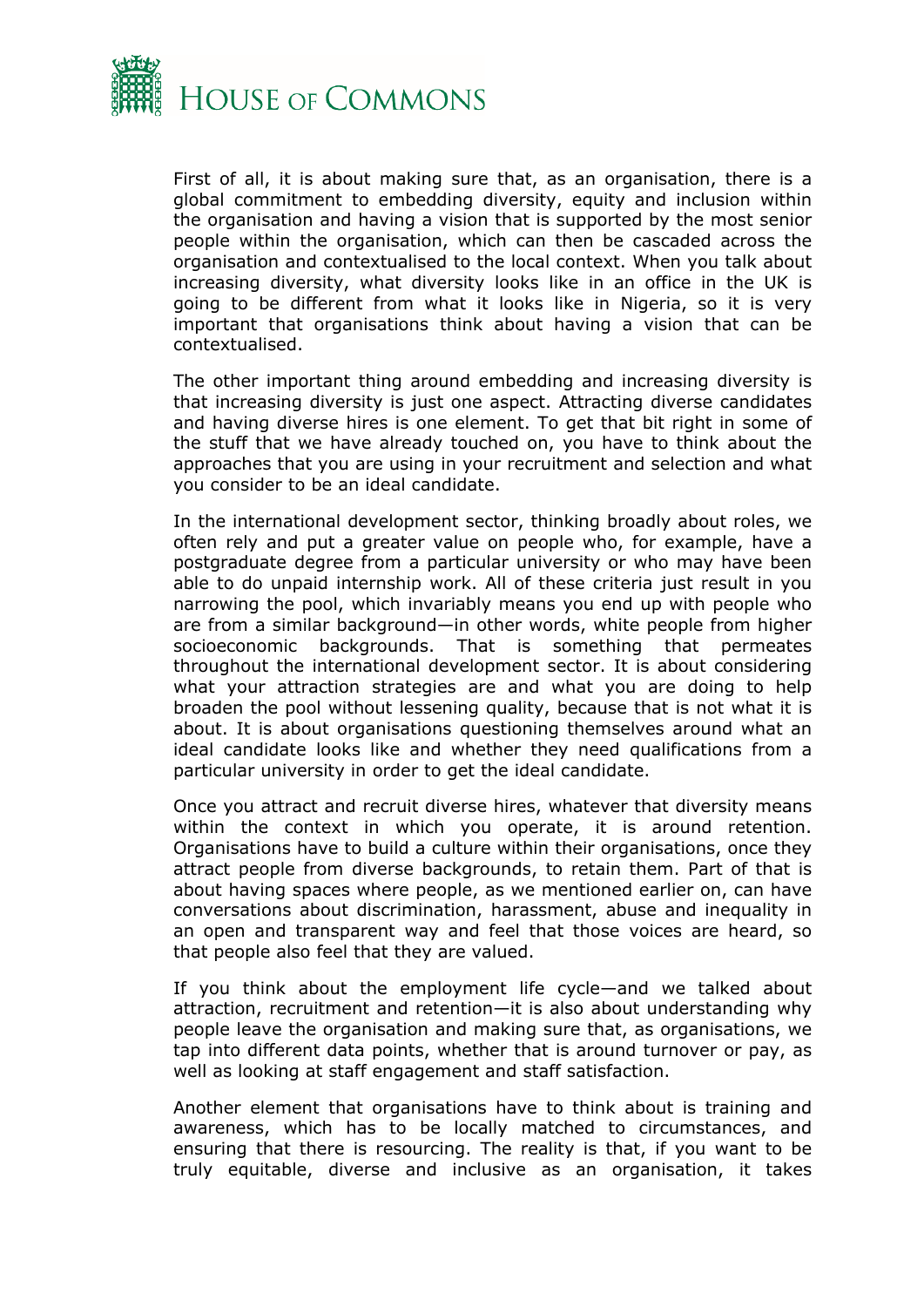First of all, it is about making sure that, as an organisation, there is a global commitment to embedding diversity, equity and inclusion within the organisation and having a vision that is supported by the most senior people within the organisation, which can then be cascaded across the organisation and contextualised to the local context. When you talk about increasing diversity, what diversity looks like in an office in the UK is going to be different from what it looks like in Nigeria, so it is very important that organisations think about having a vision that can be contextualised.

The other important thing around embedding and increasing diversity is that increasing diversity is just one aspect. Attracting diverse candidates and having diverse hires is one element. To get that bit right in some of the stuff that we have already touched on, you have to think about the approaches that you are using in your recruitment and selection and what you consider to be an ideal candidate.

In the international development sector, thinking broadly about roles, we often rely and put a greater value on people who, for example, have a postgraduate degree from a particular university or who may have been able to do unpaid internship work. All of these criteria just result in you narrowing the pool, which invariably means you end up with people who are from a similar background—in other words, white people from higher socioeconomic backgrounds. That is something that permeates throughout the international development sector. It is about considering what your attraction strategies are and what you are doing to help broaden the pool without lessening quality, because that is not what it is about. It is about organisations questioning themselves around what an ideal candidate looks like and whether they need qualifications from a particular university in order to get the ideal candidate.

Once you attract and recruit diverse hires, whatever that diversity means within the context in which you operate, it is around retention. Organisations have to build a culture within their organisations, once they attract people from diverse backgrounds, to retain them. Part of that is about having spaces where people, as we mentioned earlier on, can have conversations about discrimination, harassment, abuse and inequality in an open and transparent way and feel that those voices are heard, so that people also feel that they are valued.

If you think about the employment life cycle—and we talked about attraction, recruitment and retention—it is also about understanding why people leave the organisation and making sure that, as organisations, we tap into different data points, whether that is around turnover or pay, as well as looking at staff engagement and staff satisfaction.

Another element that organisations have to think about is training and awareness, which has to be locally matched to circumstances, and ensuring that there is resourcing. The reality is that, if you want to be truly equitable, diverse and inclusive as an organisation, it takes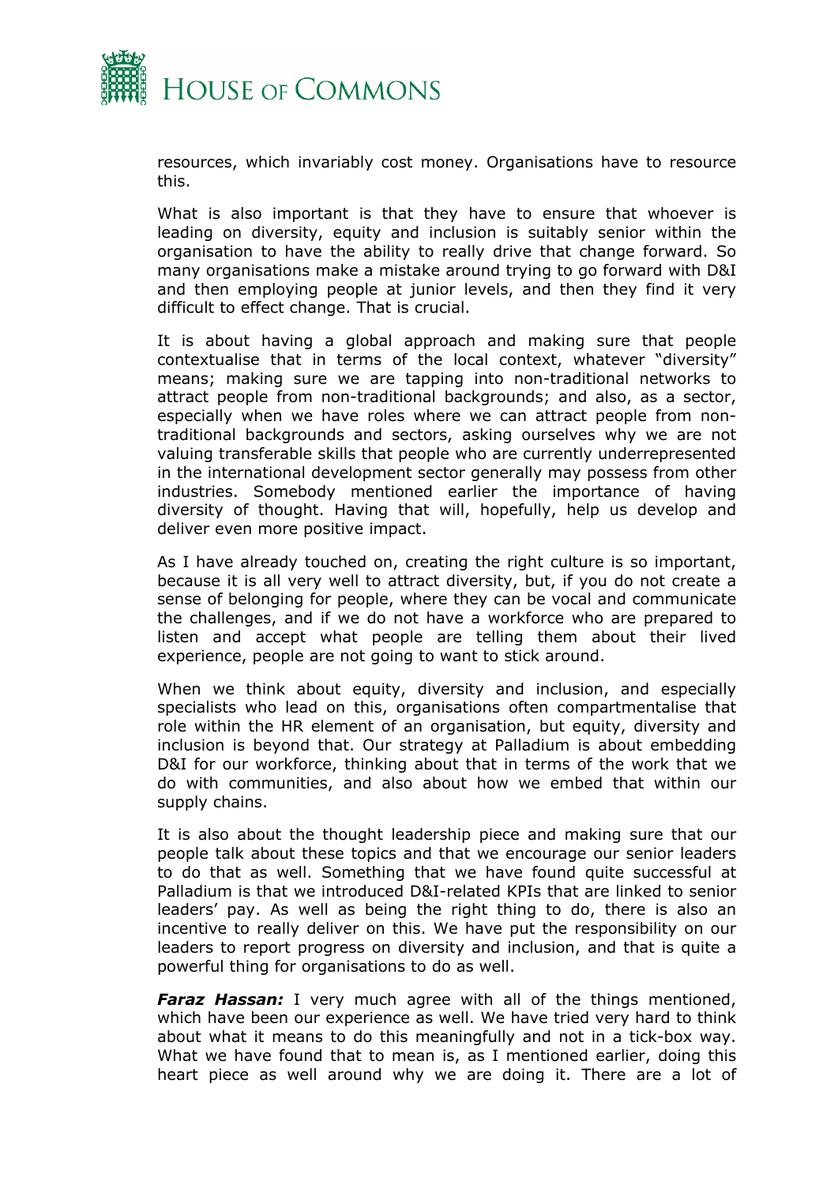resources, which invariably cost money. Organisations have to resource this.

What is also important is that they have to ensure that whoever is leading on diversity, equity and inclusion is suitably senior within the organisation to have the ability to really drive that change forward. So many organisations make a mistake around trying to go forward with D&I and then employing people at junior levels, and then they find it very difficult to effect change. That is crucial.

It is about having a global approach and making sure that people contextualise that in terms of the local context, whatever "diversity" means; making sure we are tapping into non-traditional networks to attract people from non-traditional backgrounds; and also, as a sector, especially when we have roles where we can attract people from non-traditional backgrounds and sectors, asking ourselves why we are not valuing transferable skills that people who are currently underrepresented in the international development sector generally may possess from other industries. Somebody mentioned earlier the importance of having diversity of thought. Having that will, hopefully, help us develop and deliver even more positive impact.

As I have already touched on, creating the right culture is so important, because it is all very well to attract diversity, but, if you do not create a sense of belonging for people, where they can be vocal and communicate the challenges, and if we do not have a workforce who are prepared to listen and accept what people are telling them about their lived experience, people are not going to want to stick around.

When we think about equity, diversity and inclusion, and especially specialists who lead on this, organisations often compartmentalise that role within the HR element of an organisation, but equity, diversity and inclusion is beyond that. Our strategy at Palladium is about embedding D&I for our workforce, thinking about that in terms of the work that we do with communities, and also about how we embed that within our supply chains.

It is also about the thought leadership piece and making sure that our people talk about these topics and that we encourage our senior leaders to do that as well. Something that we have found quite successful at Palladium is that we introduced D&I-related KPIs that are linked to senior leaders' pay. As well as being the right thing to do, there is also an incentive to really deliver on this. We have put the responsibility on our leaders to report progress on diversity and inclusion, and that is quite a powerful thing for organisations to do as well.

***Faraz Hassan:*** I very much agree with all of the things mentioned, which have been our experience as well. We have tried very hard to think about what it means to do this meaningfully and not in a tick-box way. What we have found that to mean is, as I mentioned earlier, doing this heart piece as well around why we are doing it. There are a lot of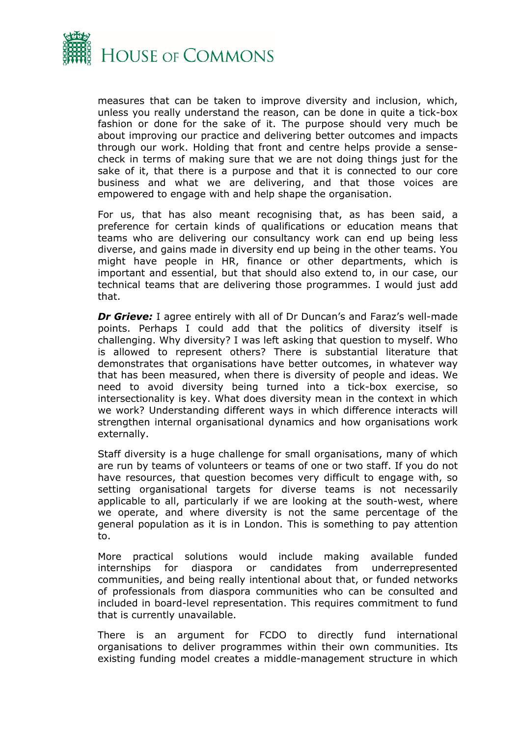measures that can be taken to improve diversity and inclusion, which, unless you really understand the reason, can be done in quite a tick-box fashion or done for the sake of it. The purpose should very much be about improving our practice and delivering better outcomes and impacts through our work. Holding that front and centre helps provide a sense-check in terms of making sure that we are not doing things just for the sake of it, that there is a purpose and that it is connected to our core business and what we are delivering, and that those voices are empowered to engage with and help shape the organisation.

For us, that has also meant recognising that, as has been said, a preference for certain kinds of qualifications or education means that teams who are delivering our consultancy work can end up being less diverse, and gains made in diversity end up being in the other teams. You might have people in HR, finance or other departments, which is important and essential, but that should also extend to, in our case, our technical teams that are delivering those programmes. I would just add that.

***Dr Grieve:*** I agree entirely with all of Dr Duncan's and Faraz's well-made points. Perhaps I could add that the politics of diversity itself is challenging. Why diversity? I was left asking that question to myself. Who is allowed to represent others? There is substantial literature that demonstrates that organisations have better outcomes, in whatever way that has been measured, when there is diversity of people and ideas. We need to avoid diversity being turned into a tick-box exercise, so intersectionality is key. What does diversity mean in the context in which we work? Understanding different ways in which difference interacts will strengthen internal organisational dynamics and how organisations work externally.

Staff diversity is a huge challenge for small organisations, many of which are run by teams of volunteers or teams of one or two staff. If you do not have resources, that question becomes very difficult to engage with, so setting organisational targets for diverse teams is not necessarily applicable to all, particularly if we are looking at the south-west, where we operate, and where diversity is not the same percentage of the general population as it is in London. This is something to pay attention to.

More practical solutions would include making available funded internships for diaspora or candidates from underrepresented communities, and being really intentional about that, or funded networks of professionals from diaspora communities who can be consulted and included in board-level representation. This requires commitment to fund that is currently unavailable.

There is an argument for FCDO to directly fund international organisations to deliver programmes within their own communities. Its existing funding model creates a middle-management structure in which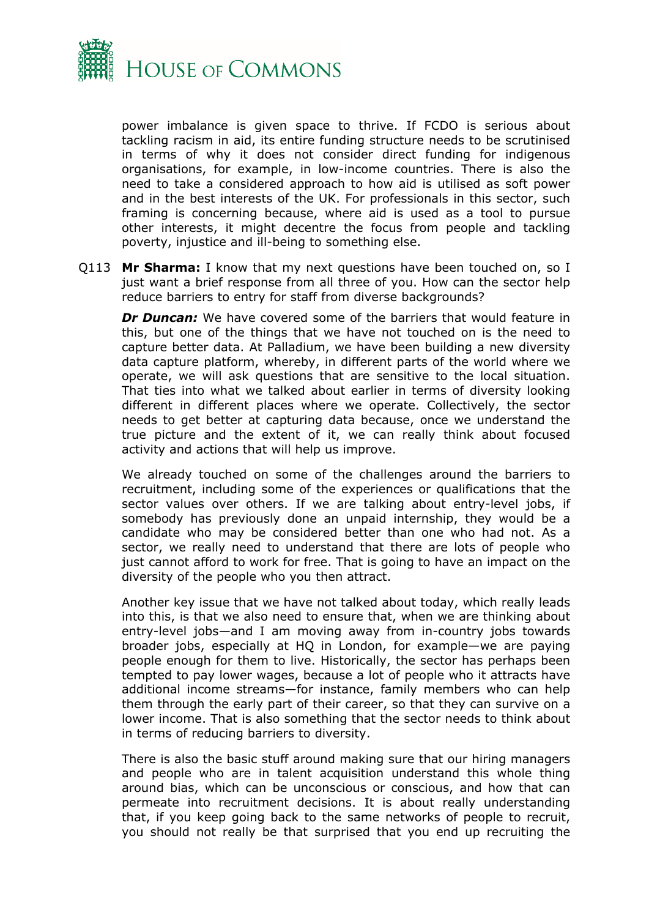power imbalance is given space to thrive. If FCDO is serious about tackling racism in aid, its entire funding structure needs to be scrutinised in terms of why it does not consider direct funding for indigenous organisations, for example, in low-income countries. There is also the need to take a considered approach to how aid is utilised as soft power and in the best interests of the UK. For professionals in this sector, such framing is concerning because, where aid is used as a tool to pursue other interests, it might decentre the focus from people and tackling poverty, injustice and ill-being to something else.

Q113 **Mr Sharma:** I know that my next questions have been touched on, so I just want a brief response from all three of you. How can the sector help reduce barriers to entry for staff from diverse backgrounds?

***Dr Duncan:*** We have covered some of the barriers that would feature in this, but one of the things that we have not touched on is the need to capture better data. At Palladium, we have been building a new diversity data capture platform, whereby, in different parts of the world where we operate, we will ask questions that are sensitive to the local situation. That ties into what we talked about earlier in terms of diversity looking different in different places where we operate. Collectively, the sector needs to get better at capturing data because, once we understand the true picture and the extent of it, we can really think about focused activity and actions that will help us improve.

We already touched on some of the challenges around the barriers to recruitment, including some of the experiences or qualifications that the sector values over others. If we are talking about entry-level jobs, if somebody has previously done an unpaid internship, they would be a candidate who may be considered better than one who had not. As a sector, we really need to understand that there are lots of people who just cannot afford to work for free. That is going to have an impact on the diversity of the people who you then attract.

Another key issue that we have not talked about today, which really leads into this, is that we also need to ensure that, when we are thinking about entry-level jobs—and I am moving away from in-country jobs towards broader jobs, especially at HQ in London, for example—we are paying people enough for them to live. Historically, the sector has perhaps been tempted to pay lower wages, because a lot of people who it attracts have additional income streams—for instance, family members who can help them through the early part of their career, so that they can survive on a lower income. That is also something that the sector needs to think about in terms of reducing barriers to diversity.

There is also the basic stuff around making sure that our hiring managers and people who are in talent acquisition understand this whole thing around bias, which can be unconscious or conscious, and how that can permeate into recruitment decisions. It is about really understanding that, if you keep going back to the same networks of people to recruit, you should not really be that surprised that you end up recruiting the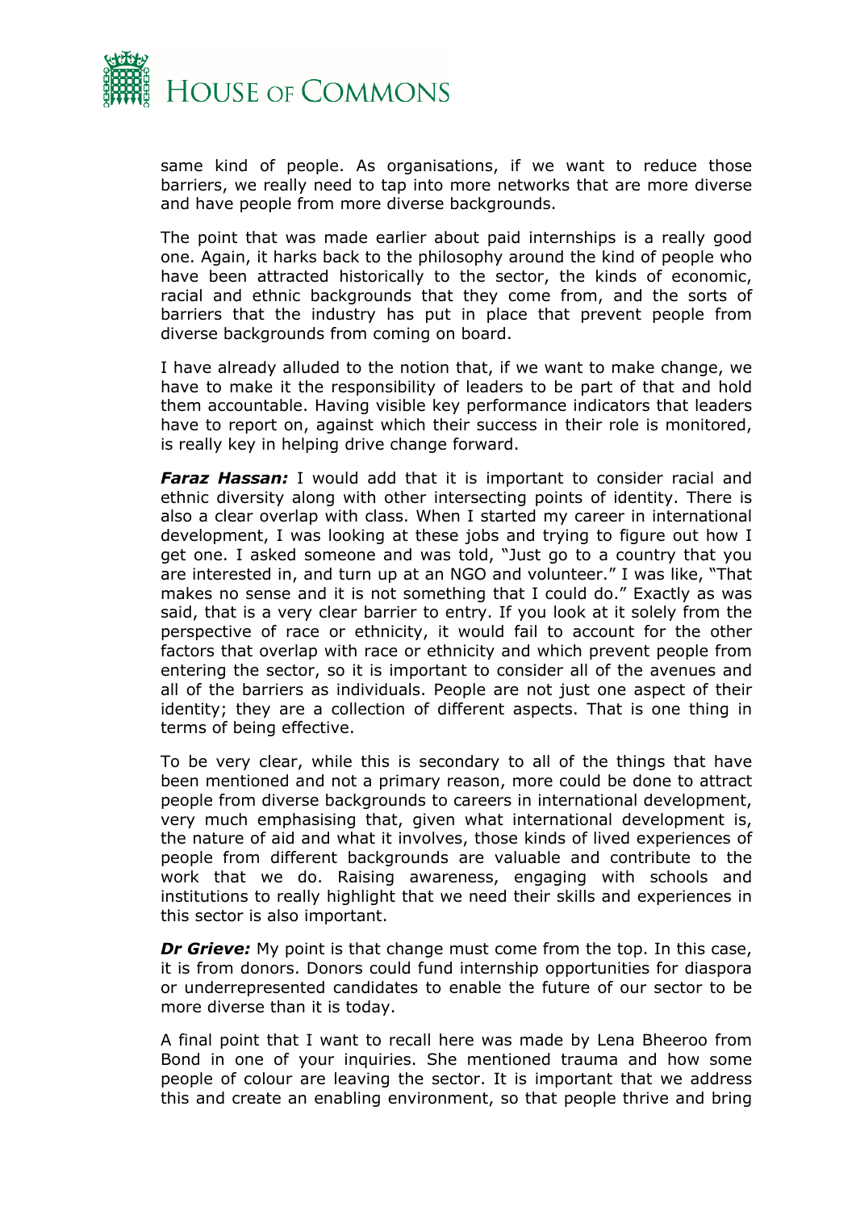same kind of people. As organisations, if we want to reduce those barriers, we really need to tap into more networks that are more diverse and have people from more diverse backgrounds.

The point that was made earlier about paid internships is a really good one. Again, it harks back to the philosophy around the kind of people who have been attracted historically to the sector, the kinds of economic, racial and ethnic backgrounds that they come from, and the sorts of barriers that the industry has put in place that prevent people from diverse backgrounds from coming on board.

I have already alluded to the notion that, if we want to make change, we have to make it the responsibility of leaders to be part of that and hold them accountable. Having visible key performance indicators that leaders have to report on, against which their success in their role is monitored, is really key in helping drive change forward.

***Faraz Hassan:*** I would add that it is important to consider racial and ethnic diversity along with other intersecting points of identity. There is also a clear overlap with class. When I started my career in international development, I was looking at these jobs and trying to figure out how I get one. I asked someone and was told, "Just go to a country that you are interested in, and turn up at an NGO and volunteer." I was like, "That makes no sense and it is not something that I could do." Exactly as was said, that is a very clear barrier to entry. If you look at it solely from the perspective of race or ethnicity, it would fail to account for the other factors that overlap with race or ethnicity and which prevent people from entering the sector, so it is important to consider all of the avenues and all of the barriers as individuals. People are not just one aspect of their identity; they are a collection of different aspects. That is one thing in terms of being effective.

To be very clear, while this is secondary to all of the things that have been mentioned and not a primary reason, more could be done to attract people from diverse backgrounds to careers in international development, very much emphasising that, given what international development is, the nature of aid and what it involves, those kinds of lived experiences of people from different backgrounds are valuable and contribute to the work that we do. Raising awareness, engaging with schools and institutions to really highlight that we need their skills and experiences in this sector is also important.

***Dr Grieve:*** My point is that change must come from the top. In this case, it is from donors. Donors could fund internship opportunities for diaspora or underrepresented candidates to enable the future of our sector to be more diverse than it is today.

A final point that I want to recall here was made by Lena Bheeroo from Bond in one of your inquiries. She mentioned trauma and how some people of colour are leaving the sector. It is important that we address this and create an enabling environment, so that people thrive and bring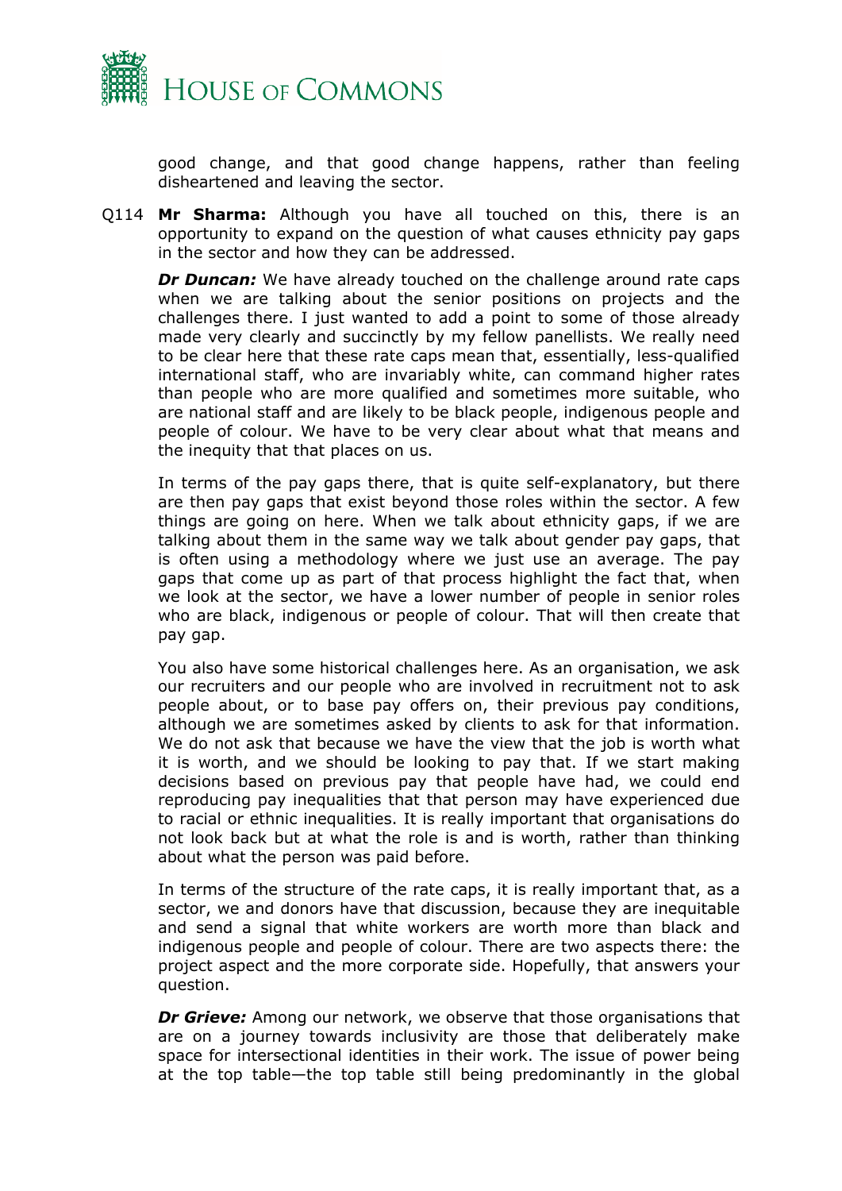good change, and that good change happens, rather than feeling disheartened and leaving the sector.

Q114 **Mr Sharma:** Although you have all touched on this, there is an opportunity to expand on the question of what causes ethnicity pay gaps in the sector and how they can be addressed.

***Dr Duncan:*** We have already touched on the challenge around rate caps when we are talking about the senior positions on projects and the challenges there. I just wanted to add a point to some of those already made very clearly and succinctly by my fellow panellists. We really need to be clear here that these rate caps mean that, essentially, less-qualified international staff, who are invariably white, can command higher rates than people who are more qualified and sometimes more suitable, who are national staff and are likely to be black people, indigenous people and people of colour. We have to be very clear about what that means and the inequity that that places on us.

In terms of the pay gaps there, that is quite self-explanatory, but there are then pay gaps that exist beyond those roles within the sector. A few things are going on here. When we talk about ethnicity gaps, if we are talking about them in the same way we talk about gender pay gaps, that is often using a methodology where we just use an average. The pay gaps that come up as part of that process highlight the fact that, when we look at the sector, we have a lower number of people in senior roles who are black, indigenous or people of colour. That will then create that pay gap.

You also have some historical challenges here. As an organisation, we ask our recruiters and our people who are involved in recruitment not to ask people about, or to base pay offers on, their previous pay conditions, although we are sometimes asked by clients to ask for that information. We do not ask that because we have the view that the job is worth what it is worth, and we should be looking to pay that. If we start making decisions based on previous pay that people have had, we could end reproducing pay inequalities that that person may have experienced due to racial or ethnic inequalities. It is really important that organisations do not look back but at what the role is and is worth, rather than thinking about what the person was paid before.

In terms of the structure of the rate caps, it is really important that, as a sector, we and donors have that discussion, because they are inequitable and send a signal that white workers are worth more than black and indigenous people and people of colour. There are two aspects there: the project aspect and the more corporate side. Hopefully, that answers your question.

***Dr Grieve:*** Among our network, we observe that those organisations that are on a journey towards inclusivity are those that deliberately make space for intersectional identities in their work. The issue of power being at the top table—the top table still being predominantly in the global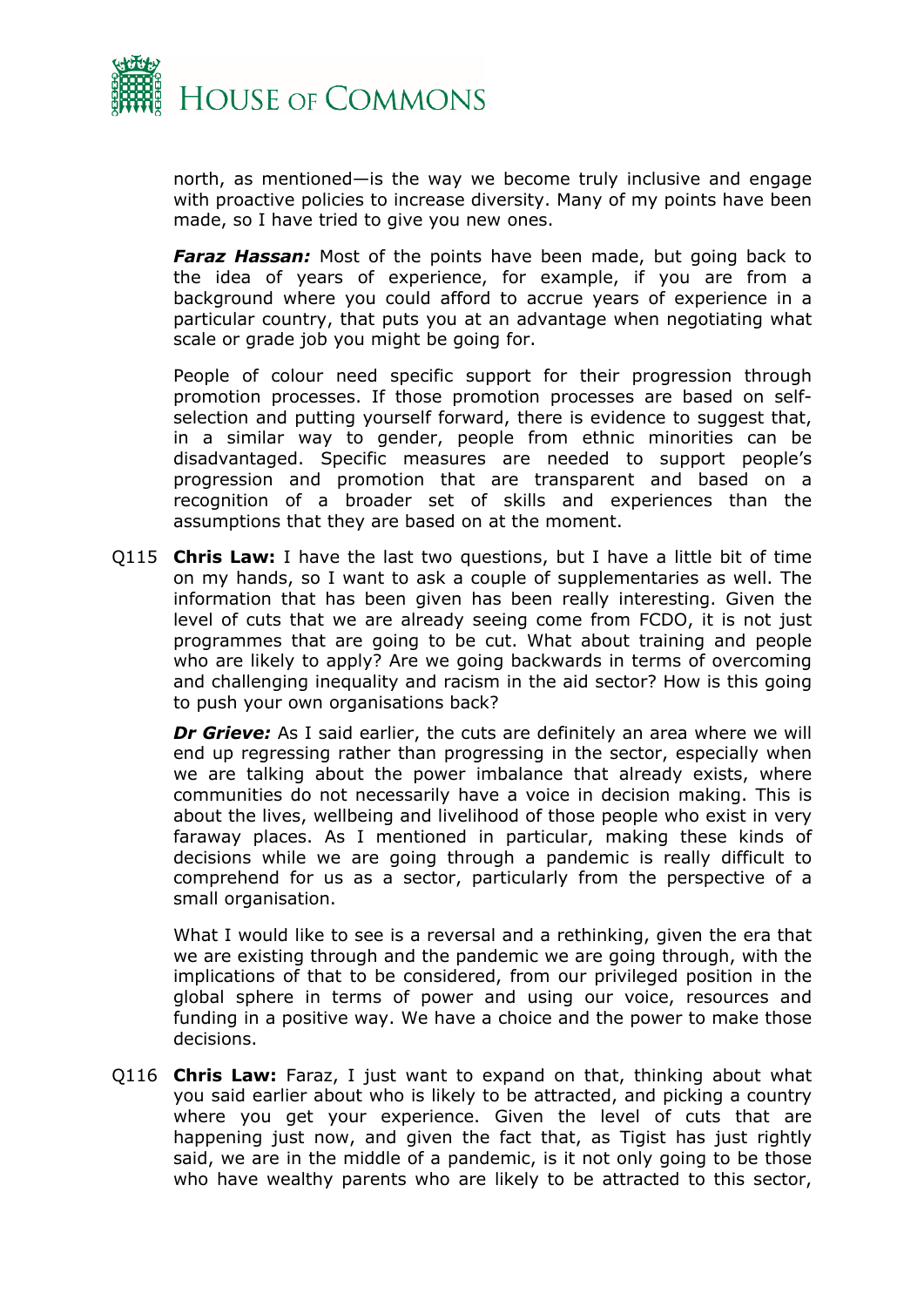north, as mentioned—is the way we become truly inclusive and engage with proactive policies to increase diversity. Many of my points have been made, so I have tried to give you new ones.

***Faraz Hassan:*** Most of the points have been made, but going back to the idea of years of experience, for example, if you are from a background where you could afford to accrue years of experience in a particular country, that puts you at an advantage when negotiating what scale or grade job you might be going for.

People of colour need specific support for their progression through promotion processes. If those promotion processes are based on self-selection and putting yourself forward, there is evidence to suggest that, in a similar way to gender, people from ethnic minorities can be disadvantaged. Specific measures are needed to support people's progression and promotion that are transparent and based on a recognition of a broader set of skills and experiences than the assumptions that they are based on at the moment.

Q115 **Chris Law:** I have the last two questions, but I have a little bit of time on my hands, so I want to ask a couple of supplementaries as well. The information that has been given has been really interesting. Given the level of cuts that we are already seeing come from FCDO, it is not just programmes that are going to be cut. What about training and people who are likely to apply? Are we going backwards in terms of overcoming and challenging inequality and racism in the aid sector? How is this going to push your own organisations back?

***Dr Grieve:*** As I said earlier, the cuts are definitely an area where we will end up regressing rather than progressing in the sector, especially when we are talking about the power imbalance that already exists, where communities do not necessarily have a voice in decision making. This is about the lives, wellbeing and livelihood of those people who exist in very faraway places. As I mentioned in particular, making these kinds of decisions while we are going through a pandemic is really difficult to comprehend for us as a sector, particularly from the perspective of a small organisation.

What I would like to see is a reversal and a rethinking, given the era that we are existing through and the pandemic we are going through, with the implications of that to be considered, from our privileged position in the global sphere in terms of power and using our voice, resources and funding in a positive way. We have a choice and the power to make those decisions.

Q116 **Chris Law:** Faraz, I just want to expand on that, thinking about what you said earlier about who is likely to be attracted, and picking a country where you get your experience. Given the level of cuts that are happening just now, and given the fact that, as Tigist has just rightly said, we are in the middle of a pandemic, is it not only going to be those who have wealthy parents who are likely to be attracted to this sector,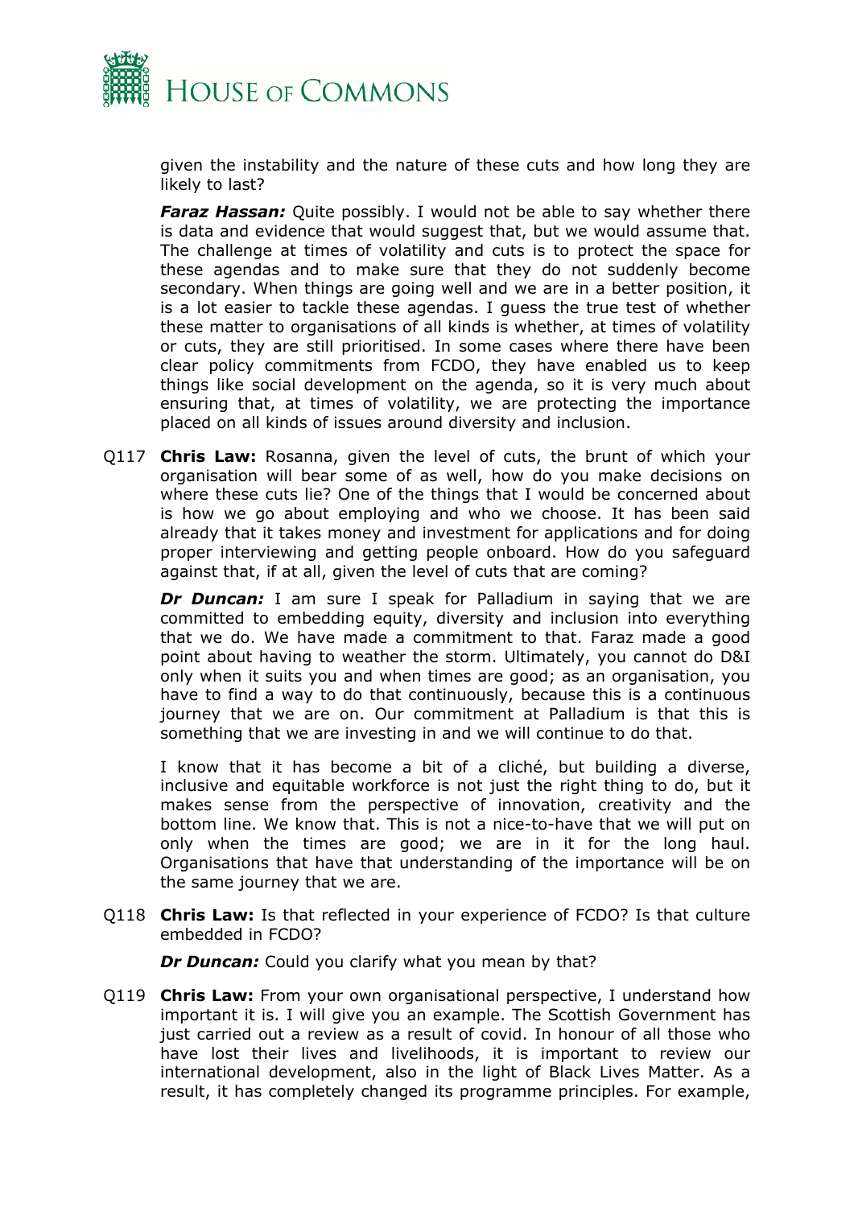given the instability and the nature of these cuts and how long they are likely to last?

***Faraz Hassan:*** Quite possibly. I would not be able to say whether there is data and evidence that would suggest that, but we would assume that. The challenge at times of volatility and cuts is to protect the space for these agendas and to make sure that they do not suddenly become secondary. When things are going well and we are in a better position, it is a lot easier to tackle these agendas. I guess the true test of whether these matter to organisations of all kinds is whether, at times of volatility or cuts, they are still prioritised. In some cases where there have been clear policy commitments from FCDO, they have enabled us to keep things like social development on the agenda, so it is very much about ensuring that, at times of volatility, we are protecting the importance placed on all kinds of issues around diversity and inclusion.

Q117 **Chris Law:** Rosanna, given the level of cuts, the brunt of which your organisation will bear some of as well, how do you make decisions on where these cuts lie? One of the things that I would be concerned about is how we go about employing and who we choose. It has been said already that it takes money and investment for applications and for doing proper interviewing and getting people onboard. How do you safeguard against that, if at all, given the level of cuts that are coming?

***Dr Duncan:*** I am sure I speak for Palladium in saying that we are committed to embedding equity, diversity and inclusion into everything that we do. We have made a commitment to that. Faraz made a good point about having to weather the storm. Ultimately, you cannot do D&I only when it suits you and when times are good; as an organisation, you have to find a way to do that continuously, because this is a continuous journey that we are on. Our commitment at Palladium is that this is something that we are investing in and we will continue to do that.

I know that it has become a bit of a cliché, but building a diverse, inclusive and equitable workforce is not just the right thing to do, but it makes sense from the perspective of innovation, creativity and the bottom line. We know that. This is not a nice-to-have that we will put on only when the times are good; we are in it for the long haul. Organisations that have that understanding of the importance will be on the same journey that we are.

Q118 **Chris Law:** Is that reflected in your experience of FCDO? Is that culture embedded in FCDO?

***Dr Duncan:*** Could you clarify what you mean by that?

Q119 **Chris Law:** From your own organisational perspective, I understand how important it is. I will give you an example. The Scottish Government has just carried out a review as a result of covid. In honour of all those who have lost their lives and livelihoods, it is important to review our international development, also in the light of Black Lives Matter. As a result, it has completely changed its programme principles. For example,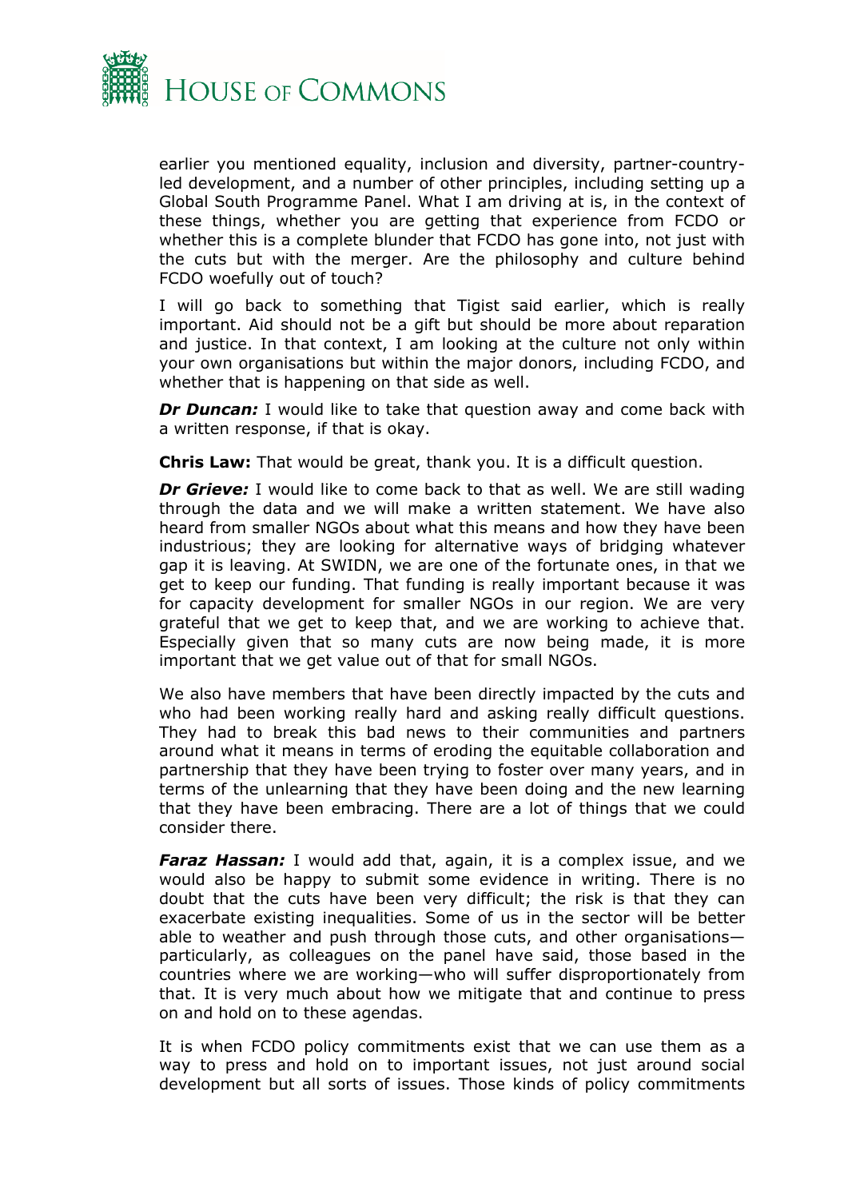earlier you mentioned equality, inclusion and diversity, partner-country-led development, and a number of other principles, including setting up a Global South Programme Panel. What I am driving at is, in the context of these things, whether you are getting that experience from FCDO or whether this is a complete blunder that FCDO has gone into, not just with the cuts but with the merger. Are the philosophy and culture behind FCDO woefully out of touch?

I will go back to something that Tigist said earlier, which is really important. Aid should not be a gift but should be more about reparation and justice. In that context, I am looking at the culture not only within your own organisations but within the major donors, including FCDO, and whether that is happening on that side as well.

***Dr Duncan:*** I would like to take that question away and come back with a written response, if that is okay.

**Chris Law:** That would be great, thank you. It is a difficult question.

***Dr Grieve:*** I would like to come back to that as well. We are still wading through the data and we will make a written statement. We have also heard from smaller NGOs about what this means and how they have been industrious; they are looking for alternative ways of bridging whatever gap it is leaving. At SWIDN, we are one of the fortunate ones, in that we get to keep our funding. That funding is really important because it was for capacity development for smaller NGOs in our region. We are very grateful that we get to keep that, and we are working to achieve that. Especially given that so many cuts are now being made, it is more important that we get value out of that for small NGOs.

We also have members that have been directly impacted by the cuts and who had been working really hard and asking really difficult questions. They had to break this bad news to their communities and partners around what it means in terms of eroding the equitable collaboration and partnership that they have been trying to foster over many years, and in terms of the unlearning that they have been doing and the new learning that they have been embracing. There are a lot of things that we could consider there.

***Faraz Hassan:*** I would add that, again, it is a complex issue, and we would also be happy to submit some evidence in writing. There is no doubt that the cuts have been very difficult; the risk is that they can exacerbate existing inequalities. Some of us in the sector will be better able to weather and push through those cuts, and other organisations—particularly, as colleagues on the panel have said, those based in the countries where we are working—who will suffer disproportionately from that. It is very much about how we mitigate that and continue to press on and hold on to these agendas.

It is when FCDO policy commitments exist that we can use them as a way to press and hold on to important issues, not just around social development but all sorts of issues. Those kinds of policy commitments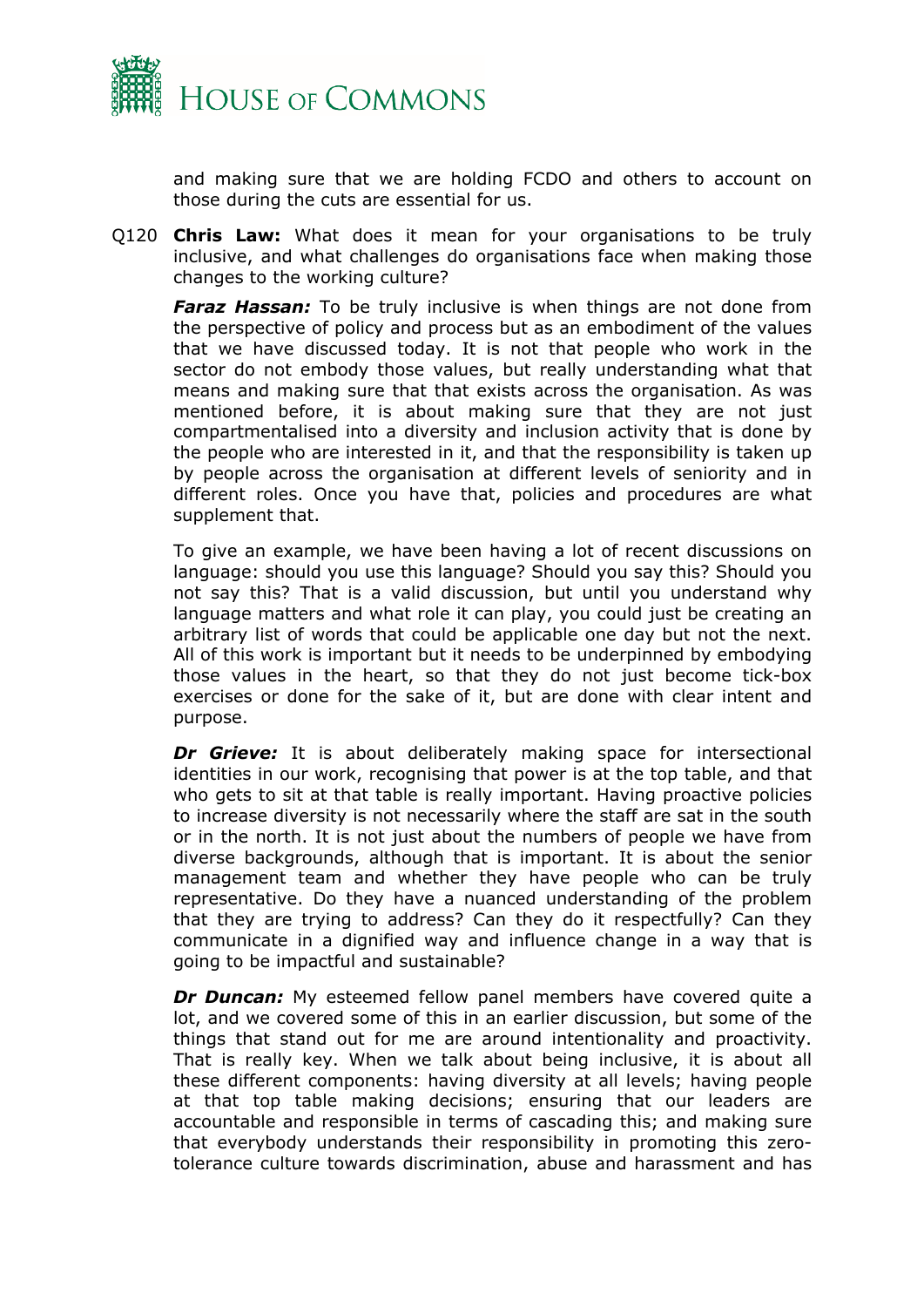and making sure that we are holding FCDO and others to account on those during the cuts are essential for us.

Q120 **Chris Law:** What does it mean for your organisations to be truly inclusive, and what challenges do organisations face when making those changes to the working culture?

***Faraz Hassan:*** To be truly inclusive is when things are not done from the perspective of policy and process but as an embodiment of the values that we have discussed today. It is not that people who work in the sector do not embody those values, but really understanding what that means and making sure that that exists across the organisation. As was mentioned before, it is about making sure that they are not just compartmentalised into a diversity and inclusion activity that is done by the people who are interested in it, and that the responsibility is taken up by people across the organisation at different levels of seniority and in different roles. Once you have that, policies and procedures are what supplement that.

To give an example, we have been having a lot of recent discussions on language: should you use this language? Should you say this? Should you not say this? That is a valid discussion, but until you understand why language matters and what role it can play, you could just be creating an arbitrary list of words that could be applicable one day but not the next. All of this work is important but it needs to be underpinned by embodying those values in the heart, so that they do not just become tick-box exercises or done for the sake of it, but are done with clear intent and purpose.

***Dr Grieve:*** It is about deliberately making space for intersectional identities in our work, recognising that power is at the top table, and that who gets to sit at that table is really important. Having proactive policies to increase diversity is not necessarily where the staff are sat in the south or in the north. It is not just about the numbers of people we have from diverse backgrounds, although that is important. It is about the senior management team and whether they have people who can be truly representative. Do they have a nuanced understanding of the problem that they are trying to address? Can they do it respectfully? Can they communicate in a dignified way and influence change in a way that is going to be impactful and sustainable?

***Dr Duncan:*** My esteemed fellow panel members have covered quite a lot, and we covered some of this in an earlier discussion, but some of the things that stand out for me are around intentionality and proactivity. That is really key. When we talk about being inclusive, it is about all these different components: having diversity at all levels; having people at that top table making decisions; ensuring that our leaders are accountable and responsible in terms of cascading this; and making sure that everybody understands their responsibility in promoting this zero-tolerance culture towards discrimination, abuse and harassment and has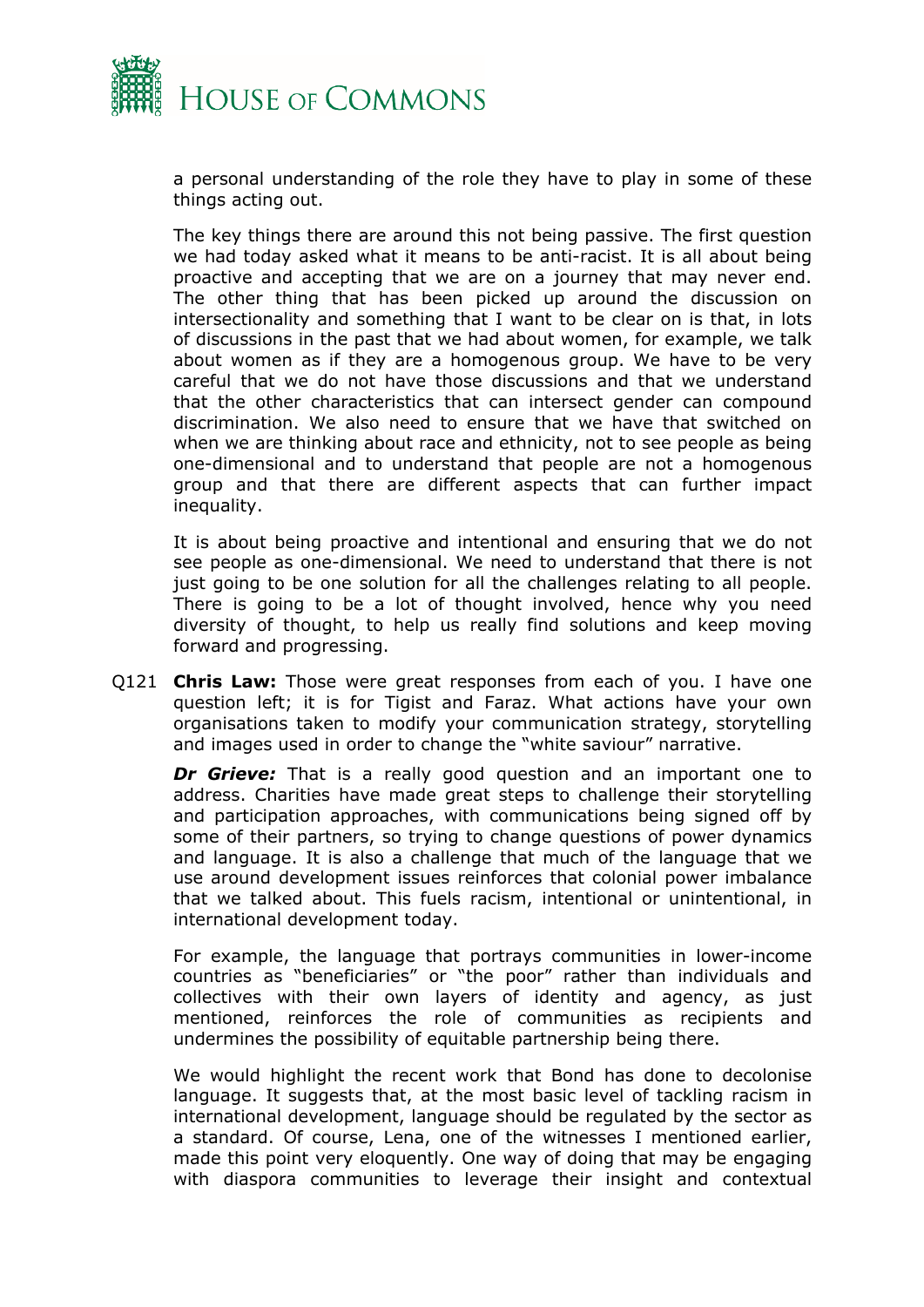a personal understanding of the role they have to play in some of these things acting out.

The key things there are around this not being passive. The first question we had today asked what it means to be anti-racist. It is all about being proactive and accepting that we are on a journey that may never end. The other thing that has been picked up around the discussion on intersectionality and something that I want to be clear on is that, in lots of discussions in the past that we had about women, for example, we talk about women as if they are a homogenous group. We have to be very careful that we do not have those discussions and that we understand that the other characteristics that can intersect gender can compound discrimination. We also need to ensure that we have that switched on when we are thinking about race and ethnicity, not to see people as being one-dimensional and to understand that people are not a homogenous group and that there are different aspects that can further impact inequality.

It is about being proactive and intentional and ensuring that we do not see people as one-dimensional. We need to understand that there is not just going to be one solution for all the challenges relating to all people. There is going to be a lot of thought involved, hence why you need diversity of thought, to help us really find solutions and keep moving forward and progressing.

Q121 **Chris Law:** Those were great responses from each of you. I have one question left; it is for Tigist and Faraz. What actions have your own organisations taken to modify your communication strategy, storytelling and images used in order to change the "white saviour" narrative.

***Dr Grieve:*** That is a really good question and an important one to address. Charities have made great steps to challenge their storytelling and participation approaches, with communications being signed off by some of their partners, so trying to change questions of power dynamics and language. It is also a challenge that much of the language that we use around development issues reinforces that colonial power imbalance that we talked about. This fuels racism, intentional or unintentional, in international development today.

For example, the language that portrays communities in lower-income countries as "beneficiaries" or "the poor" rather than individuals and collectives with their own layers of identity and agency, as just mentioned, reinforces the role of communities as recipients and undermines the possibility of equitable partnership being there.

We would highlight the recent work that Bond has done to decolonise language. It suggests that, at the most basic level of tackling racism in international development, language should be regulated by the sector as a standard. Of course, Lena, one of the witnesses I mentioned earlier, made this point very eloquently. One way of doing that may be engaging with diaspora communities to leverage their insight and contextual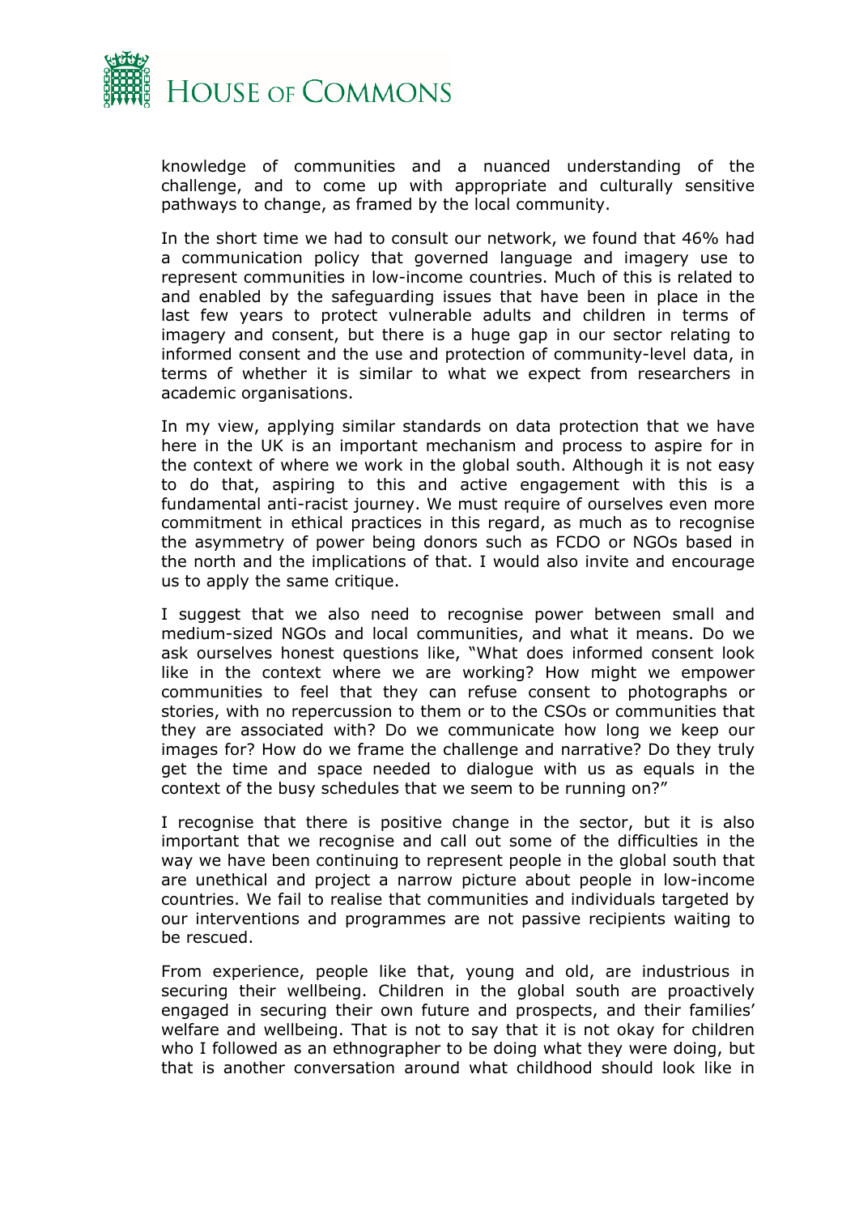knowledge of communities and a nuanced understanding of the challenge, and to come up with appropriate and culturally sensitive pathways to change, as framed by the local community.

In the short time we had to consult our network, we found that 46% had a communication policy that governed language and imagery use to represent communities in low-income countries. Much of this is related to and enabled by the safeguarding issues that have been in place in the last few years to protect vulnerable adults and children in terms of imagery and consent, but there is a huge gap in our sector relating to informed consent and the use and protection of community-level data, in terms of whether it is similar to what we expect from researchers in academic organisations.

In my view, applying similar standards on data protection that we have here in the UK is an important mechanism and process to aspire for in the context of where we work in the global south. Although it is not easy to do that, aspiring to this and active engagement with this is a fundamental anti-racist journey. We must require of ourselves even more commitment in ethical practices in this regard, as much as to recognise the asymmetry of power being donors such as FCDO or NGOs based in the north and the implications of that. I would also invite and encourage us to apply the same critique.

I suggest that we also need to recognise power between small and medium-sized NGOs and local communities, and what it means. Do we ask ourselves honest questions like, "What does informed consent look like in the context where we are working? How might we empower communities to feel that they can refuse consent to photographs or stories, with no repercussion to them or to the CSOs or communities that they are associated with? Do we communicate how long we keep our images for? How do we frame the challenge and narrative? Do they truly get the time and space needed to dialogue with us as equals in the context of the busy schedules that we seem to be running on?"

I recognise that there is positive change in the sector, but it is also important that we recognise and call out some of the difficulties in the way we have been continuing to represent people in the global south that are unethical and project a narrow picture about people in low-income countries. We fail to realise that communities and individuals targeted by our interventions and programmes are not passive recipients waiting to be rescued.

From experience, people like that, young and old, are industrious in securing their wellbeing. Children in the global south are proactively engaged in securing their own future and prospects, and their families' welfare and wellbeing. That is not to say that it is not okay for children who I followed as an ethnographer to be doing what they were doing, but that is another conversation around what childhood should look like in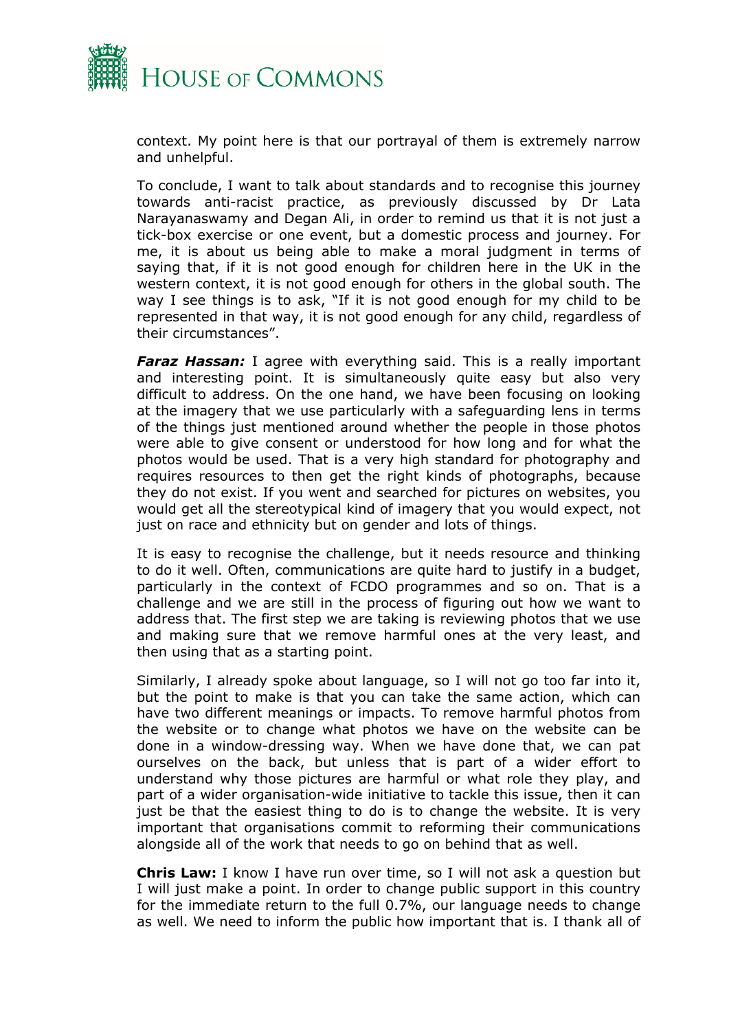context. My point here is that our portrayal of them is extremely narrow and unhelpful.

To conclude, I want to talk about standards and to recognise this journey towards anti-racist practice, as previously discussed by Dr Lata Narayanaswamy and Degan Ali, in order to remind us that it is not just a tick-box exercise or one event, but a domestic process and journey. For me, it is about us being able to make a moral judgment in terms of saying that, if it is not good enough for children here in the UK in the western context, it is not good enough for others in the global south. The way I see things is to ask, "If it is not good enough for my child to be represented in that way, it is not good enough for any child, regardless of their circumstances".

***Faraz Hassan:*** I agree with everything said. This is a really important and interesting point. It is simultaneously quite easy but also very difficult to address. On the one hand, we have been focusing on looking at the imagery that we use particularly with a safeguarding lens in terms of the things just mentioned around whether the people in those photos were able to give consent or understood for how long and for what the photos would be used. That is a very high standard for photography and requires resources to then get the right kinds of photographs, because they do not exist. If you went and searched for pictures on websites, you would get all the stereotypical kind of imagery that you would expect, not just on race and ethnicity but on gender and lots of things.

It is easy to recognise the challenge, but it needs resource and thinking to do it well. Often, communications are quite hard to justify in a budget, particularly in the context of FCDO programmes and so on. That is a challenge and we are still in the process of figuring out how we want to address that. The first step we are taking is reviewing photos that we use and making sure that we remove harmful ones at the very least, and then using that as a starting point.

Similarly, I already spoke about language, so I will not go too far into it, but the point to make is that you can take the same action, which can have two different meanings or impacts. To remove harmful photos from the website or to change what photos we have on the website can be done in a window-dressing way. When we have done that, we can pat ourselves on the back, but unless that is part of a wider effort to understand why those pictures are harmful or what role they play, and part of a wider organisation-wide initiative to tackle this issue, then it can just be that the easiest thing to do is to change the website. It is very important that organisations commit to reforming their communications alongside all of the work that needs to go on behind that as well.

**Chris Law:** I know I have run over time, so I will not ask a question but I will just make a point. In order to change public support in this country for the immediate return to the full 0.7%, our language needs to change as well. We need to inform the public how important that is. I thank all of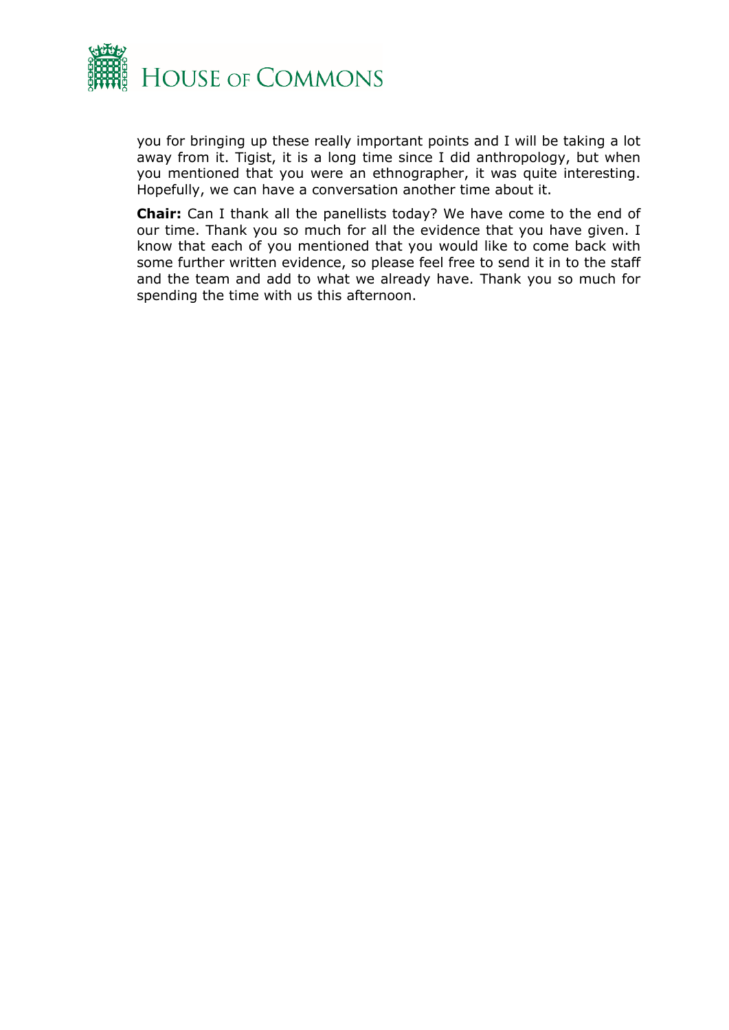you for bringing up these really important points and I will be taking a lot away from it. Tigist, it is a long time since I did anthropology, but when you mentioned that you were an ethnographer, it was quite interesting. Hopefully, we can have a conversation another time about it.

**Chair:** Can I thank all the panellists today? We have come to the end of our time. Thank you so much for all the evidence that you have given. I know that each of you mentioned that you would like to come back with some further written evidence, so please feel free to send it in to the staff and the team and add to what we already have. Thank you so much for spending the time with us this afternoon.